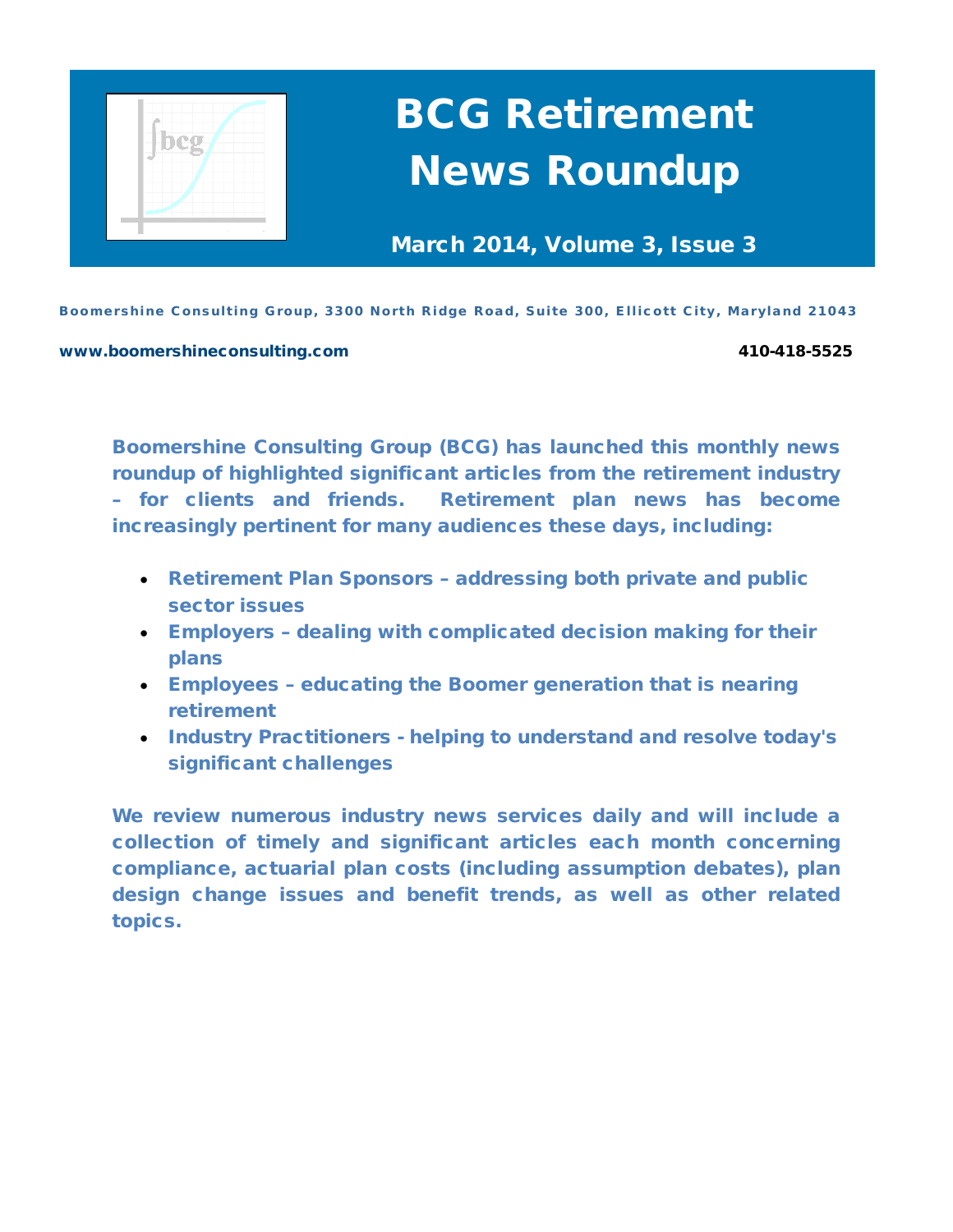# BCG Retirement News Roundup

**March 2014, Volume 3, Issue 3**

**Boomershine Consulting Group, 3300 North Ridge Road, Suite 300, Ellicott City, Maryland 21043**

**www.boomershineconsulting.com** **410-418-5525**

**Boomershine Consulting Group (BCG) has launched this monthly news roundup of highlighted significant articles from the retirement industry – for clients and friends. Retirement plan news has become increasingly pertinent for many audiences these days, including:**

- **Retirement Plan Sponsors – addressing both private and public sector issues**
- **Employers – dealing with complicated decision making for their plans**
- **Employees – educating the Boomer generation that is nearing retirement**
- **Industry Practitioners - helping to understand and resolve today's significant challenges**

**We review numerous industry news services daily and will include a collection of timely and significant articles each month concerning compliance, actuarial plan costs (including assumption debates), plan design change issues and benefit trends, as well as other related topics.**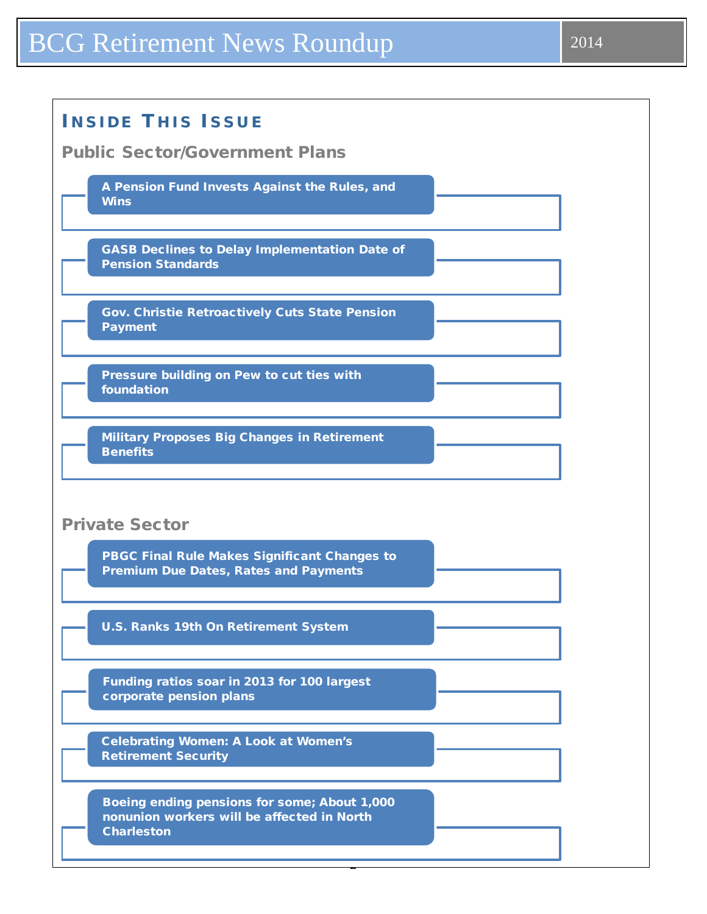# Inside This Issue

## Public Sector/Government Plans

- A Pension Fund Invests Against the Rules, and Wins
- GASB Declines to Delay Implementation Date of Pension Standards
- Gov. Christie Retroactively Cuts State Pension Payment
- Pressure building on Pew to cut ties with foundation
- Military Proposes Big Changes in Retirement Benefits

## Private Sector

- PBGC Final Rule Makes Significant Changes to Premium Due Dates, Rates and Payments
- U.S. Ranks 19th On Retirement System
- Funding ratios soar in 2013 for 100 largest corporate pension plans
- Celebrating Women: A Look at Women's Retirement Security
- Boeing ending pensions for some; About 1,000 nonunion workers will be affected in North Charleston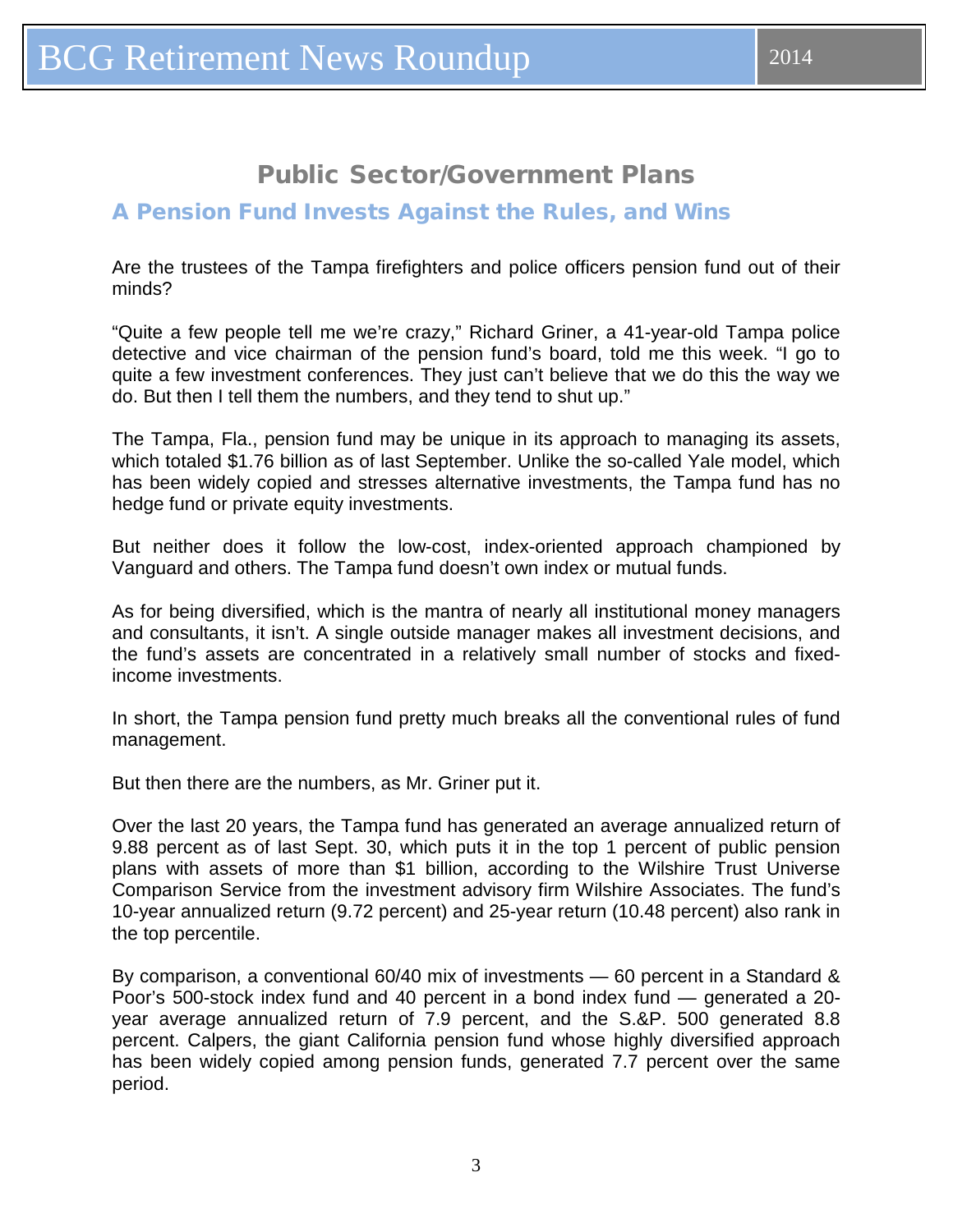## Public Sector/Government Plans

### A Pension Fund Invests Against the Rules, and Wins

Are the trustees of the Tampa firefighters and police officers pension fund out of their minds?

“Quite a few people tell me we’re crazy,” Richard Griner, a 41-year-old Tampa police detective and vice chairman of the pension fund’s board, told me this week. “I go to quite a few investment conferences. They just can’t believe that we do this the way we do. But then I tell them the numbers, and they tend to shut up.”

The Tampa, Fla., pension fund may be unique in its approach to managing its assets, which totaled $1.76 billion as of last September. Unlike the so-called Yale model, which has been widely copied and stresses alternative investments, the Tampa fund has no hedge fund or private equity investments.

But neither does it follow the low-cost, index-oriented approach championed by Vanguard and others. The Tampa fund doesn’t own index or mutual funds.

As for being diversified, which is the mantra of nearly all institutional money managers and consultants, it isn’t. A single outside manager makes all investment decisions, and the fund’s assets are concentrated in a relatively small number of stocks and fixed-income investments.

In short, the Tampa pension fund pretty much breaks all the conventional rules of fund management.

But then there are the numbers, as Mr. Griner put it.

Over the last 20 years, the Tampa fund has generated an average annualized return of 9.88 percent as of last Sept. 30, which puts it in the top 1 percent of public pension plans with assets of more than $1 billion, according to the Wilshire Trust Universe Comparison Service from the investment advisory firm Wilshire Associates. The fund’s 10-year annualized return (9.72 percent) and 25-year return (10.48 percent) also rank in the top percentile.

By comparison, a conventional 60/40 mix of investments — 60 percent in a Standard & Poor’s 500-stock index fund and 40 percent in a bond index fund — generated a 20-year average annualized return of 7.9 percent, and the S.&P. 500 generated 8.8 percent. Calpers, the giant California pension fund whose highly diversified approach has been widely copied among pension funds, generated 7.7 percent over the same period.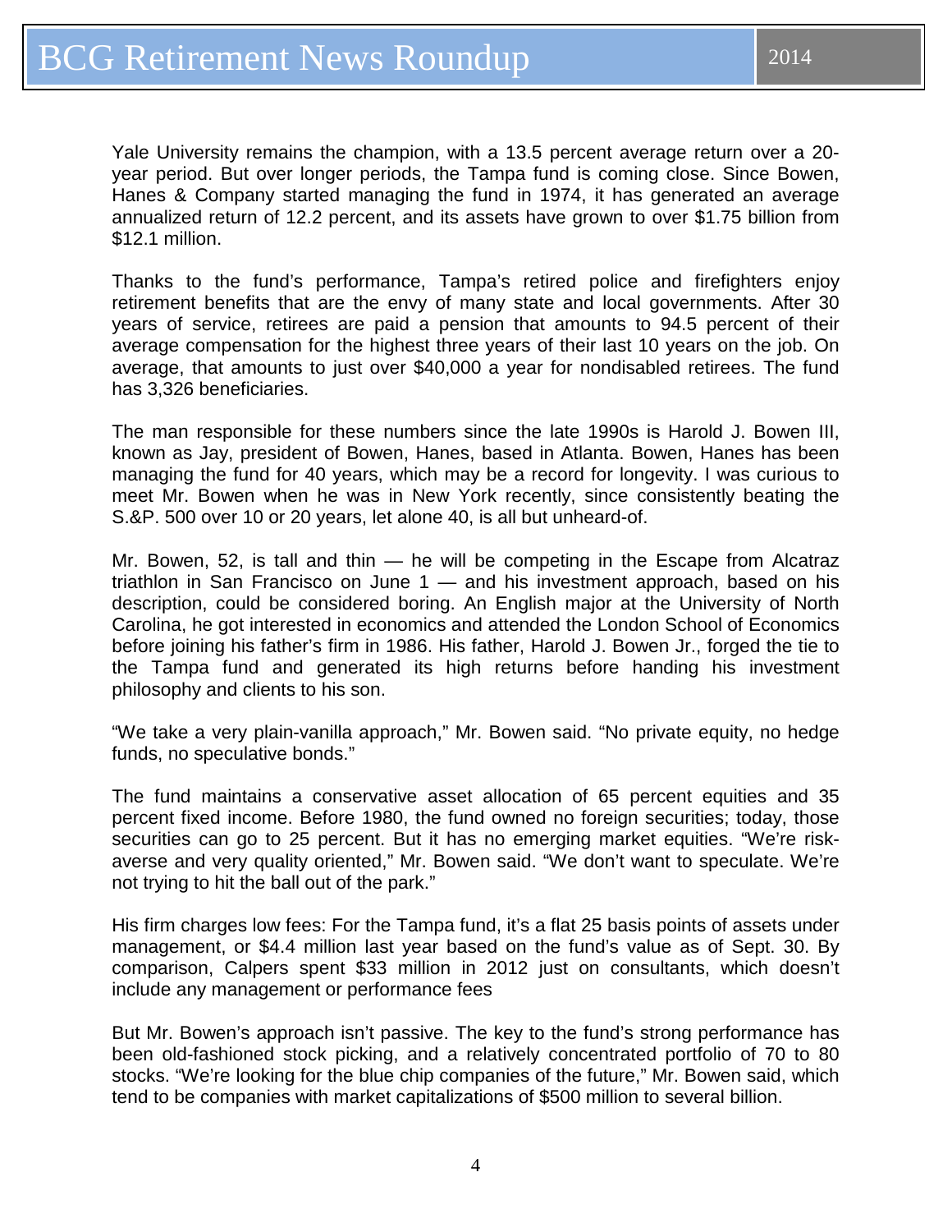Yale University remains the champion, with a 13.5 percent average return over a 20-year period. But over longer periods, the Tampa fund is coming close. Since Bowen, Hanes & Company started managing the fund in 1974, it has generated an average annualized return of 12.2 percent, and its assets have grown to over $1.75 billion from $12.1 million.

Thanks to the fund's performance, Tampa's retired police and firefighters enjoy retirement benefits that are the envy of many state and local governments. After 30 years of service, retirees are paid a pension that amounts to 94.5 percent of their average compensation for the highest three years of their last 10 years on the job. On average, that amounts to just over $40,000 a year for nondisabled retirees. The fund has 3,326 beneficiaries.

The man responsible for these numbers since the late 1990s is Harold J. Bowen III, known as Jay, president of Bowen, Hanes, based in Atlanta. Bowen, Hanes has been managing the fund for 40 years, which may be a record for longevity. I was curious to meet Mr. Bowen when he was in New York recently, since consistently beating the S.&P. 500 over 10 or 20 years, let alone 40, is all but unheard-of.

Mr. Bowen, 52, is tall and thin — he will be competing in the Escape from Alcatraz triathlon in San Francisco on June 1 — and his investment approach, based on his description, could be considered boring. An English major at the University of North Carolina, he got interested in economics and attended the London School of Economics before joining his father's firm in 1986. His father, Harold J. Bowen Jr., forged the tie to the Tampa fund and generated its high returns before handing his investment philosophy and clients to his son.

"We take a very plain-vanilla approach," Mr. Bowen said. "No private equity, no hedge funds, no speculative bonds."

The fund maintains a conservative asset allocation of 65 percent equities and 35 percent fixed income. Before 1980, the fund owned no foreign securities; today, those securities can go to 25 percent. But it has no emerging market equities. "We're risk-averse and very quality oriented," Mr. Bowen said. "We don't want to speculate. We're not trying to hit the ball out of the park."

His firm charges low fees: For the Tampa fund, it's a flat 25 basis points of assets under management, or $4.4 million last year based on the fund's value as of Sept. 30. By comparison, Calpers spent $33 million in 2012 just on consultants, which doesn't include any management or performance fees

But Mr. Bowen's approach isn't passive. The key to the fund's strong performance has been old-fashioned stock picking, and a relatively concentrated portfolio of 70 to 80 stocks. "We're looking for the blue chip companies of the future," Mr. Bowen said, which tend to be companies with market capitalizations of $500 million to several billion.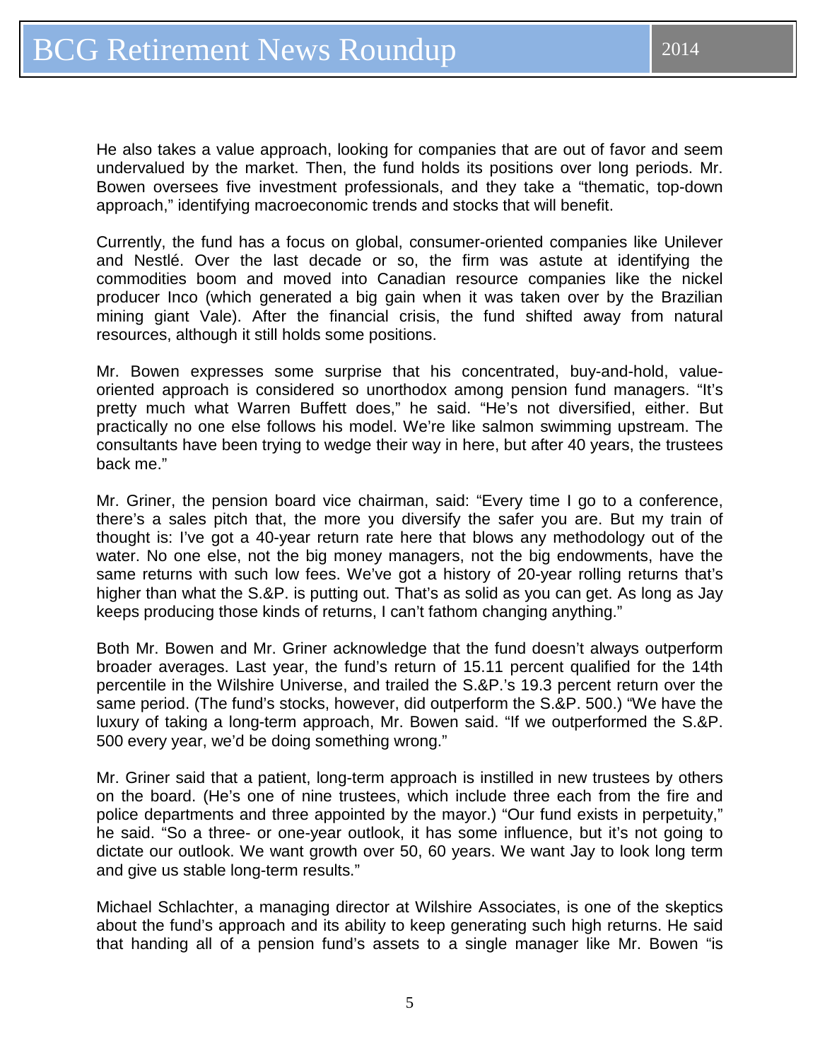He also takes a value approach, looking for companies that are out of favor and seem undervalued by the market. Then, the fund holds its positions over long periods. Mr. Bowen oversees five investment professionals, and they take a "thematic, top-down approach," identifying macroeconomic trends and stocks that will benefit.

Currently, the fund has a focus on global, consumer-oriented companies like Unilever and Nestlé. Over the last decade or so, the firm was astute at identifying the commodities boom and moved into Canadian resource companies like the nickel producer Inco (which generated a big gain when it was taken over by the Brazilian mining giant Vale). After the financial crisis, the fund shifted away from natural resources, although it still holds some positions.

Mr. Bowen expresses some surprise that his concentrated, buy-and-hold, value-oriented approach is considered so unorthodox among pension fund managers. "It's pretty much what Warren Buffett does," he said. "He's not diversified, either. But practically no one else follows his model. We're like salmon swimming upstream. The consultants have been trying to wedge their way in here, but after 40 years, the trustees back me."

Mr. Griner, the pension board vice chairman, said: "Every time I go to a conference, there's a sales pitch that, the more you diversify the safer you are. But my train of thought is: I've got a 40-year return rate here that blows any methodology out of the water. No one else, not the big money managers, not the big endowments, have the same returns with such low fees. We've got a history of 20-year rolling returns that's higher than what the S.&P. is putting out. That's as solid as you can get. As long as Jay keeps producing those kinds of returns, I can't fathom changing anything."

Both Mr. Bowen and Mr. Griner acknowledge that the fund doesn't always outperform broader averages. Last year, the fund's return of 15.11 percent qualified for the 14th percentile in the Wilshire Universe, and trailed the S.&P.'s 19.3 percent return over the same period. (The fund's stocks, however, did outperform the S.&P. 500.) "We have the luxury of taking a long-term approach, Mr. Bowen said. "If we outperformed the S.&P. 500 every year, we'd be doing something wrong."

Mr. Griner said that a patient, long-term approach is instilled in new trustees by others on the board. (He's one of nine trustees, which include three each from the fire and police departments and three appointed by the mayor.) "Our fund exists in perpetuity," he said. "So a three- or one-year outlook, it has some influence, but it's not going to dictate our outlook. We want growth over 50, 60 years. We want Jay to look long term and give us stable long-term results."

Michael Schlachter, a managing director at Wilshire Associates, is one of the skeptics about the fund's approach and its ability to keep generating such high returns. He said that handing all of a pension fund's assets to a single manager like Mr. Bowen "is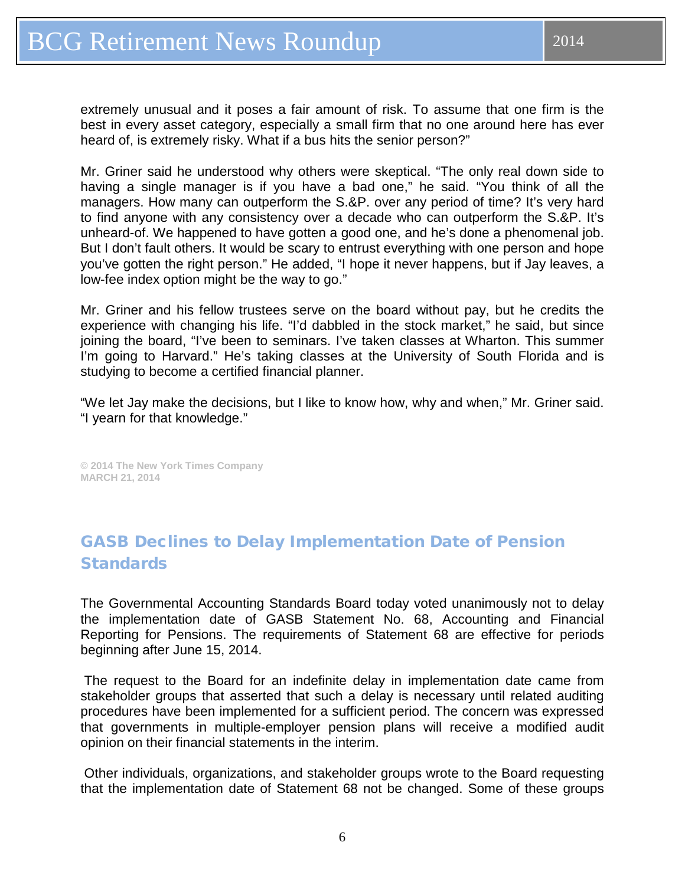extremely unusual and it poses a fair amount of risk. To assume that one firm is the best in every asset category, especially a small firm that no one around here has ever heard of, is extremely risky. What if a bus hits the senior person?"

Mr. Griner said he understood why others were skeptical. "The only real down side to having a single manager is if you have a bad one," he said. "You think of all the managers. How many can outperform the S.&P. over any period of time? It's very hard to find anyone with any consistency over a decade who can outperform the S.&P. It's unheard-of. We happened to have gotten a good one, and he's done a phenomenal job. But I don't fault others. It would be scary to entrust everything with one person and hope you've gotten the right person." He added, "I hope it never happens, but if Jay leaves, a low-fee index option might be the way to go."

Mr. Griner and his fellow trustees serve on the board without pay, but he credits the experience with changing his life. "I'd dabbled in the stock market," he said, but since joining the board, "I've been to seminars. I've taken classes at Wharton. This summer I'm going to Harvard." He's taking classes at the University of South Florida and is studying to become a certified financial planner.

"We let Jay make the decisions, but I like to know how, why and when," Mr. Griner said. "I yearn for that knowledge."

**© 2014 The New York Times Company**
**MARCH 21, 2014**

## GASB Declines to Delay Implementation Date of Pension Standards

The Governmental Accounting Standards Board today voted unanimously not to delay the implementation date of GASB Statement No. 68, Accounting and Financial Reporting for Pensions. The requirements of Statement 68 are effective for periods beginning after June 15, 2014.

The request to the Board for an indefinite delay in implementation date came from stakeholder groups that asserted that such a delay is necessary until related auditing procedures have been implemented for a sufficient period. The concern was expressed that governments in multiple-employer pension plans will receive a modified audit opinion on their financial statements in the interim.

Other individuals, organizations, and stakeholder groups wrote to the Board requesting that the implementation date of Statement 68 not be changed. Some of these groups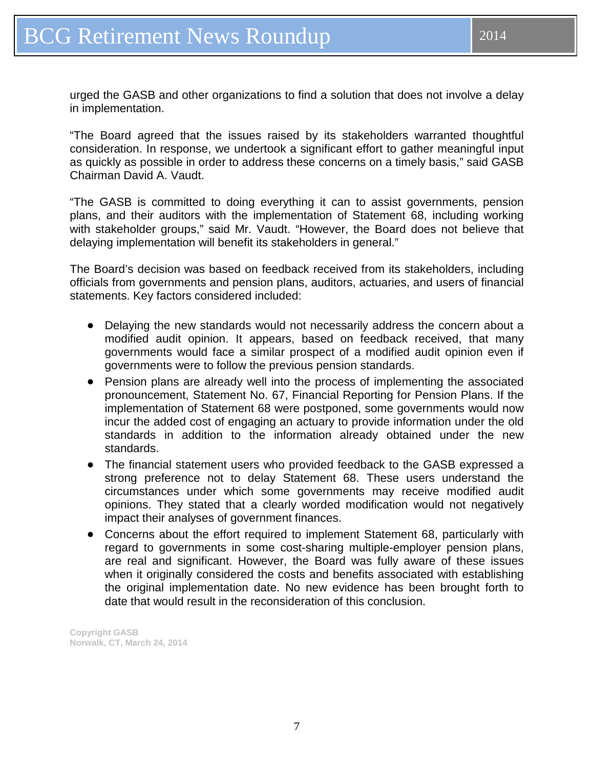urged the GASB and other organizations to find a solution that does not involve a delay in implementation.

"The Board agreed that the issues raised by its stakeholders warranted thoughtful consideration. In response, we undertook a significant effort to gather meaningful input as quickly as possible in order to address these concerns on a timely basis," said GASB Chairman David A. Vaudt.

"The GASB is committed to doing everything it can to assist governments, pension plans, and their auditors with the implementation of Statement 68, including working with stakeholder groups," said Mr. Vaudt. "However, the Board does not believe that delaying implementation will benefit its stakeholders in general."

The Board's decision was based on feedback received from its stakeholders, including officials from governments and pension plans, auditors, actuaries, and users of financial statements. Key factors considered included:

- Delaying the new standards would not necessarily address the concern about a modified audit opinion. It appears, based on feedback received, that many governments would face a similar prospect of a modified audit opinion even if governments were to follow the previous pension standards.
- Pension plans are already well into the process of implementing the associated pronouncement, Statement No. 67, Financial Reporting for Pension Plans. If the implementation of Statement 68 were postponed, some governments would now incur the added cost of engaging an actuary to provide information under the old standards in addition to the information already obtained under the new standards.
- The financial statement users who provided feedback to the GASB expressed a strong preference not to delay Statement 68. These users understand the circumstances under which some governments may receive modified audit opinions. They stated that a clearly worded modification would not negatively impact their analyses of government finances.
- Concerns about the effort required to implement Statement 68, particularly with regard to governments in some cost-sharing multiple-employer pension plans, are real and significant. However, the Board was fully aware of these issues when it originally considered the costs and benefits associated with establishing the original implementation date. No new evidence has been brought forth to date that would result in the reconsideration of this conclusion.

**Copyright GASB**
**Norwalk, CT, March 24, 2014**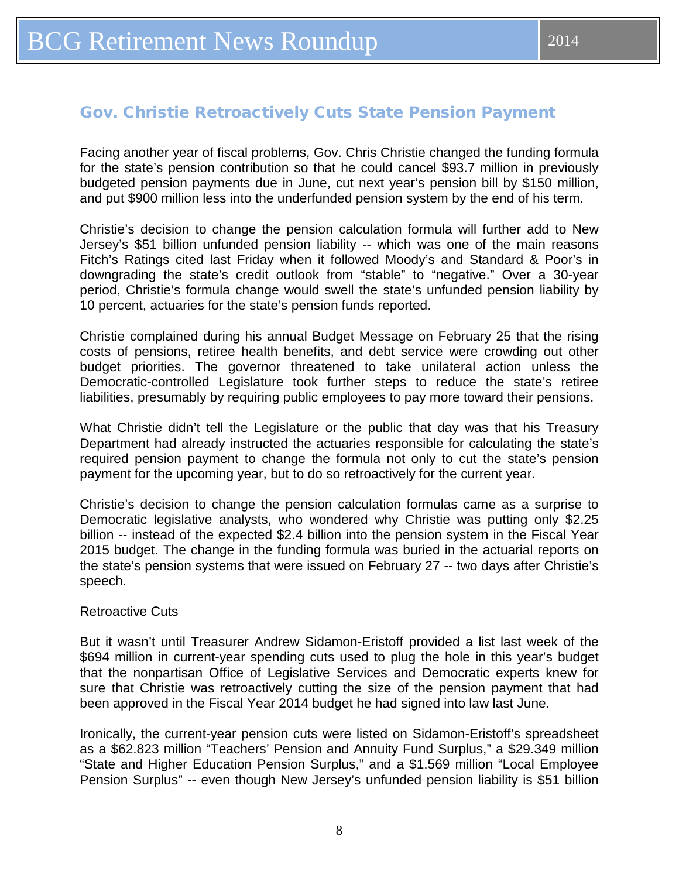## Gov. Christie Retroactively Cuts State Pension Payment

Facing another year of fiscal problems, Gov. Chris Christie changed the funding formula for the state's pension contribution so that he could cancel $93.7 million in previously budgeted pension payments due in June, cut next year's pension bill by $150 million, and put $900 million less into the underfunded pension system by the end of his term.

Christie's decision to change the pension calculation formula will further add to New Jersey's $51 billion unfunded pension liability -- which was one of the main reasons Fitch's Ratings cited last Friday when it followed Moody's and Standard & Poor's in downgrading the state's credit outlook from "stable" to "negative." Over a 30-year period, Christie's formula change would swell the state's unfunded pension liability by 10 percent, actuaries for the state's pension funds reported.

Christie complained during his annual Budget Message on February 25 that the rising costs of pensions, retiree health benefits, and debt service were crowding out other budget priorities. The governor threatened to take unilateral action unless the Democratic-controlled Legislature took further steps to reduce the state's retiree liabilities, presumably by requiring public employees to pay more toward their pensions.

What Christie didn't tell the Legislature or the public that day was that his Treasury Department had already instructed the actuaries responsible for calculating the state's required pension payment to change the formula not only to cut the state's pension payment for the upcoming year, but to do so retroactively for the current year.

Christie's decision to change the pension calculation formulas came as a surprise to Democratic legislative analysts, who wondered why Christie was putting only $2.25 billion -- instead of the expected $2.4 billion into the pension system in the Fiscal Year 2015 budget. The change in the funding formula was buried in the actuarial reports on the state's pension systems that were issued on February 27 -- two days after Christie's speech.

Retroactive Cuts

But it wasn't until Treasurer Andrew Sidamon-Eristoff provided a list last week of the $694 million in current-year spending cuts used to plug the hole in this year's budget that the nonpartisan Office of Legislative Services and Democratic experts knew for sure that Christie was retroactively cutting the size of the pension payment that had been approved in the Fiscal Year 2014 budget he had signed into law last June.

Ironically, the current-year pension cuts were listed on Sidamon-Eristoff's spreadsheet as a $62.823 million "Teachers' Pension and Annuity Fund Surplus," a $29.349 million "State and Higher Education Pension Surplus," and a $1.569 million "Local Employee Pension Surplus" -- even though New Jersey's unfunded pension liability is $51 billion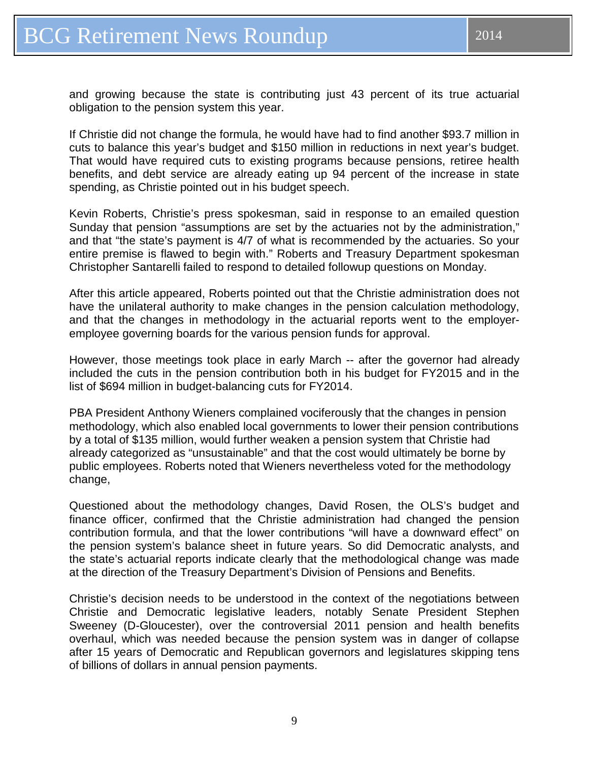and growing because the state is contributing just 43 percent of its true actuarial obligation to the pension system this year.

If Christie did not change the formula, he would have had to find another $93.7 million in cuts to balance this year's budget and $150 million in reductions in next year's budget. That would have required cuts to existing programs because pensions, retiree health benefits, and debt service are already eating up 94 percent of the increase in state spending, as Christie pointed out in his budget speech.

Kevin Roberts, Christie's press spokesman, said in response to an emailed question Sunday that pension "assumptions are set by the actuaries not by the administration," and that "the state's payment is 4/7 of what is recommended by the actuaries. So your entire premise is flawed to begin with." Roberts and Treasury Department spokesman Christopher Santarelli failed to respond to detailed followup questions on Monday.

After this article appeared, Roberts pointed out that the Christie administration does not have the unilateral authority to make changes in the pension calculation methodology, and that the changes in methodology in the actuarial reports went to the employer-employee governing boards for the various pension funds for approval.

However, those meetings took place in early March -- after the governor had already included the cuts in the pension contribution both in his budget for FY2015 and in the list of $694 million in budget-balancing cuts for FY2014.

PBA President Anthony Wieners complained vociferously that the changes in pension methodology, which also enabled local governments to lower their pension contributions by a total of $135 million, would further weaken a pension system that Christie had already categorized as "unsustainable" and that the cost would ultimately be borne by public employees. Roberts noted that Wieners nevertheless voted for the methodology change,

Questioned about the methodology changes, David Rosen, the OLS's budget and finance officer, confirmed that the Christie administration had changed the pension contribution formula, and that the lower contributions "will have a downward effect" on the pension system's balance sheet in future years. So did Democratic analysts, and the state's actuarial reports indicate clearly that the methodological change was made at the direction of the Treasury Department's Division of Pensions and Benefits.

Christie's decision needs to be understood in the context of the negotiations between Christie and Democratic legislative leaders, notably Senate President Stephen Sweeney (D-Gloucester), over the controversial 2011 pension and health benefits overhaul, which was needed because the pension system was in danger of collapse after 15 years of Democratic and Republican governors and legislatures skipping tens of billions of dollars in annual pension payments.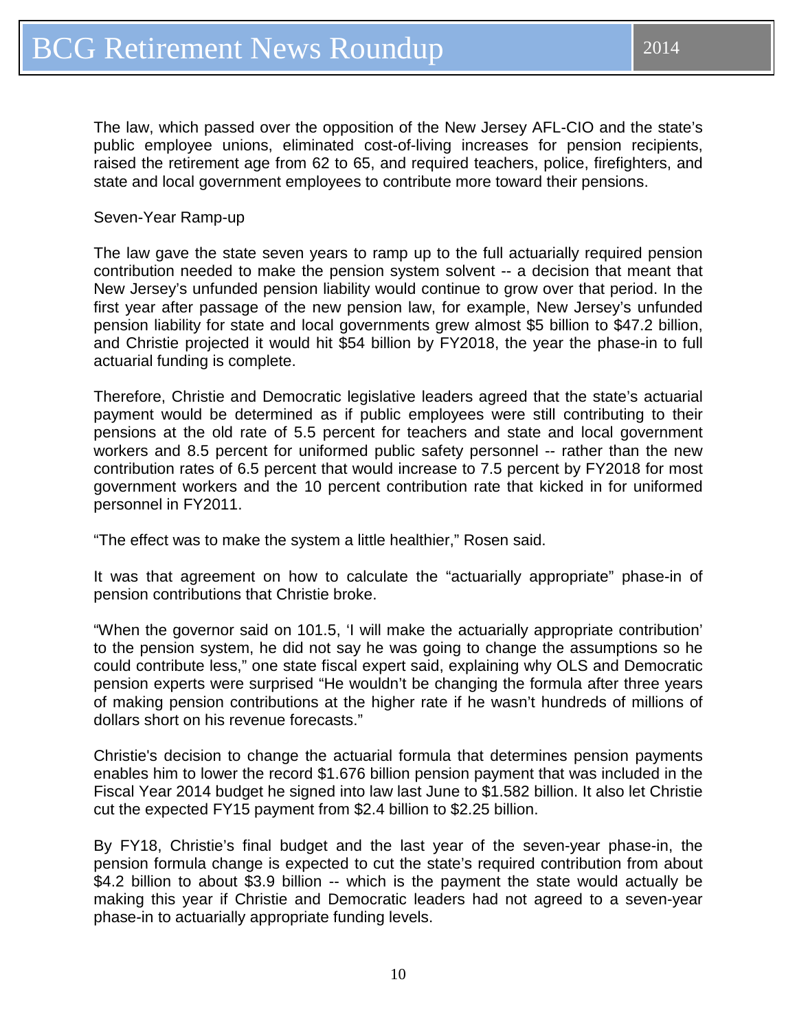The law, which passed over the opposition of the New Jersey AFL-CIO and the state's public employee unions, eliminated cost-of-living increases for pension recipients, raised the retirement age from 62 to 65, and required teachers, police, firefighters, and state and local government employees to contribute more toward their pensions.

Seven-Year Ramp-up

The law gave the state seven years to ramp up to the full actuarially required pension contribution needed to make the pension system solvent -- a decision that meant that New Jersey's unfunded pension liability would continue to grow over that period. In the first year after passage of the new pension law, for example, New Jersey's unfunded pension liability for state and local governments grew almost $5 billion to $47.2 billion, and Christie projected it would hit $54 billion by FY2018, the year the phase-in to full actuarial funding is complete.

Therefore, Christie and Democratic legislative leaders agreed that the state's actuarial payment would be determined as if public employees were still contributing to their pensions at the old rate of 5.5 percent for teachers and state and local government workers and 8.5 percent for uniformed public safety personnel -- rather than the new contribution rates of 6.5 percent that would increase to 7.5 percent by FY2018 for most government workers and the 10 percent contribution rate that kicked in for uniformed personnel in FY2011.

"The effect was to make the system a little healthier," Rosen said.

It was that agreement on how to calculate the "actuarially appropriate" phase-in of pension contributions that Christie broke.

"When the governor said on 101.5, 'I will make the actuarially appropriate contribution' to the pension system, he did not say he was going to change the assumptions so he could contribute less," one state fiscal expert said, explaining why OLS and Democratic pension experts were surprised "He wouldn't be changing the formula after three years of making pension contributions at the higher rate if he wasn't hundreds of millions of dollars short on his revenue forecasts."

Christie's decision to change the actuarial formula that determines pension payments enables him to lower the record $1.676 billion pension payment that was included in the Fiscal Year 2014 budget he signed into law last June to $1.582 billion. It also let Christie cut the expected FY15 payment from $2.4 billion to $2.25 billion.

By FY18, Christie's final budget and the last year of the seven-year phase-in, the pension formula change is expected to cut the state's required contribution from about $4.2 billion to about $3.9 billion -- which is the payment the state would actually be making this year if Christie and Democratic leaders had not agreed to a seven-year phase-in to actuarially appropriate funding levels.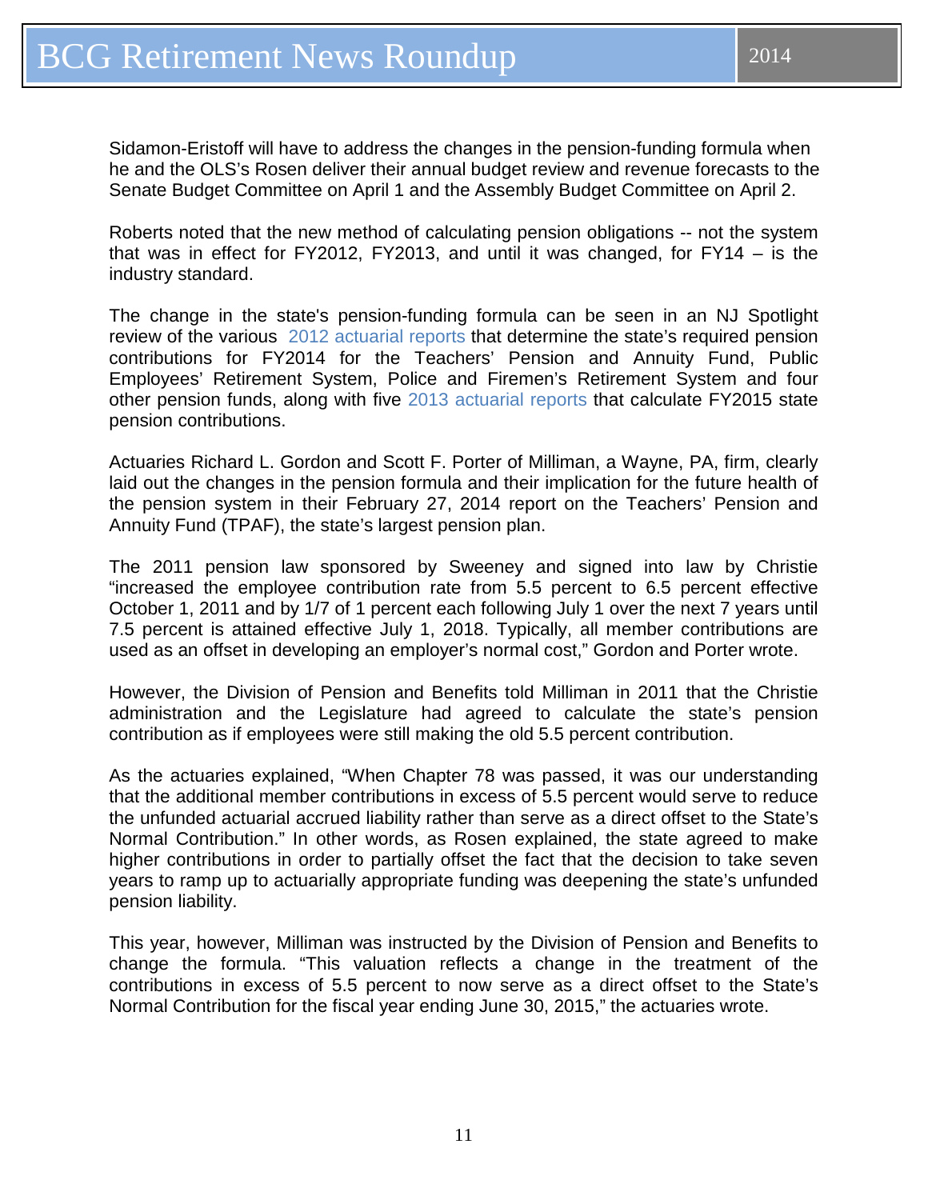Sidamon-Eristoff will have to address the changes in the pension-funding formula when he and the OLS's Rosen deliver their annual budget review and revenue forecasts to the Senate Budget Committee on April 1 and the Assembly Budget Committee on April 2.

Roberts noted that the new method of calculating pension obligations -- not the system that was in effect for FY2012, FY2013, and until it was changed, for FY14 – is the industry standard.

The change in the state's pension-funding formula can be seen in an NJ Spotlight review of the various 2012 actuarial reports that determine the state's required pension contributions for FY2014 for the Teachers' Pension and Annuity Fund, Public Employees' Retirement System, Police and Firemen's Retirement System and four other pension funds, along with five 2013 actuarial reports that calculate FY2015 state pension contributions.

Actuaries Richard L. Gordon and Scott F. Porter of Milliman, a Wayne, PA, firm, clearly laid out the changes in the pension formula and their implication for the future health of the pension system in their February 27, 2014 report on the Teachers' Pension and Annuity Fund (TPAF), the state's largest pension plan.

The 2011 pension law sponsored by Sweeney and signed into law by Christie "increased the employee contribution rate from 5.5 percent to 6.5 percent effective October 1, 2011 and by 1/7 of 1 percent each following July 1 over the next 7 years until 7.5 percent is attained effective July 1, 2018. Typically, all member contributions are used as an offset in developing an employer's normal cost," Gordon and Porter wrote.

However, the Division of Pension and Benefits told Milliman in 2011 that the Christie administration and the Legislature had agreed to calculate the state's pension contribution as if employees were still making the old 5.5 percent contribution.

As the actuaries explained, "When Chapter 78 was passed, it was our understanding that the additional member contributions in excess of 5.5 percent would serve to reduce the unfunded actuarial accrued liability rather than serve as a direct offset to the State's Normal Contribution." In other words, as Rosen explained, the state agreed to make higher contributions in order to partially offset the fact that the decision to take seven years to ramp up to actuarially appropriate funding was deepening the state's unfunded pension liability.

This year, however, Milliman was instructed by the Division of Pension and Benefits to change the formula. "This valuation reflects a change in the treatment of the contributions in excess of 5.5 percent to now serve as a direct offset to the State's Normal Contribution for the fiscal year ending June 30, 2015," the actuaries wrote.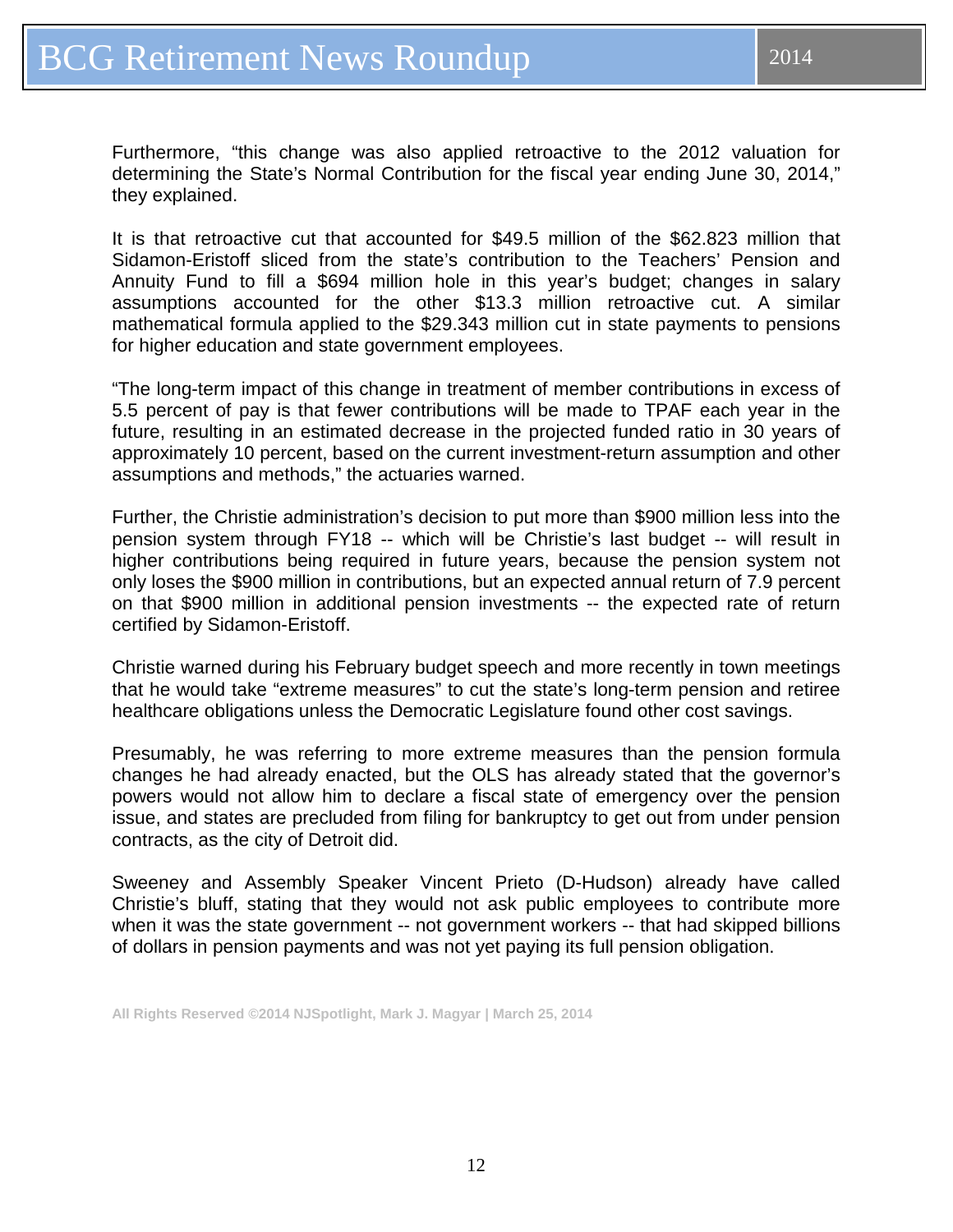Furthermore, “this change was also applied retroactive to the 2012 valuation for determining the State’s Normal Contribution for the fiscal year ending June 30, 2014,” they explained.

It is that retroactive cut that accounted for $49.5 million of the $62.823 million that Sidamon-Eristoff sliced from the state’s contribution to the Teachers’ Pension and Annuity Fund to fill a $694 million hole in this year’s budget; changes in salary assumptions accounted for the other $13.3 million retroactive cut. A similar mathematical formula applied to the $29.343 million cut in state payments to pensions for higher education and state government employees.

“The long-term impact of this change in treatment of member contributions in excess of 5.5 percent of pay is that fewer contributions will be made to TPAF each year in the future, resulting in an estimated decrease in the projected funded ratio in 30 years of approximately 10 percent, based on the current investment-return assumption and other assumptions and methods,” the actuaries warned.

Further, the Christie administration’s decision to put more than $900 million less into the pension system through FY18 -- which will be Christie’s last budget -- will result in higher contributions being required in future years, because the pension system not only loses the $900 million in contributions, but an expected annual return of 7.9 percent on that $900 million in additional pension investments -- the expected rate of return certified by Sidamon-Eristoff.

Christie warned during his February budget speech and more recently in town meetings that he would take “extreme measures” to cut the state’s long-term pension and retiree healthcare obligations unless the Democratic Legislature found other cost savings.

Presumably, he was referring to more extreme measures than the pension formula changes he had already enacted, but the OLS has already stated that the governor’s powers would not allow him to declare a fiscal state of emergency over the pension issue, and states are precluded from filing for bankruptcy to get out from under pension contracts, as the city of Detroit did.

Sweeney and Assembly Speaker Vincent Prieto (D-Hudson) already have called Christie’s bluff, stating that they would not ask public employees to contribute more when it was the state government -- not government workers -- that had skipped billions of dollars in pension payments and was not yet paying its full pension obligation.

**All Rights Reserved ©2014 NJSpotlight, Mark J. Magyar | March 25, 2014**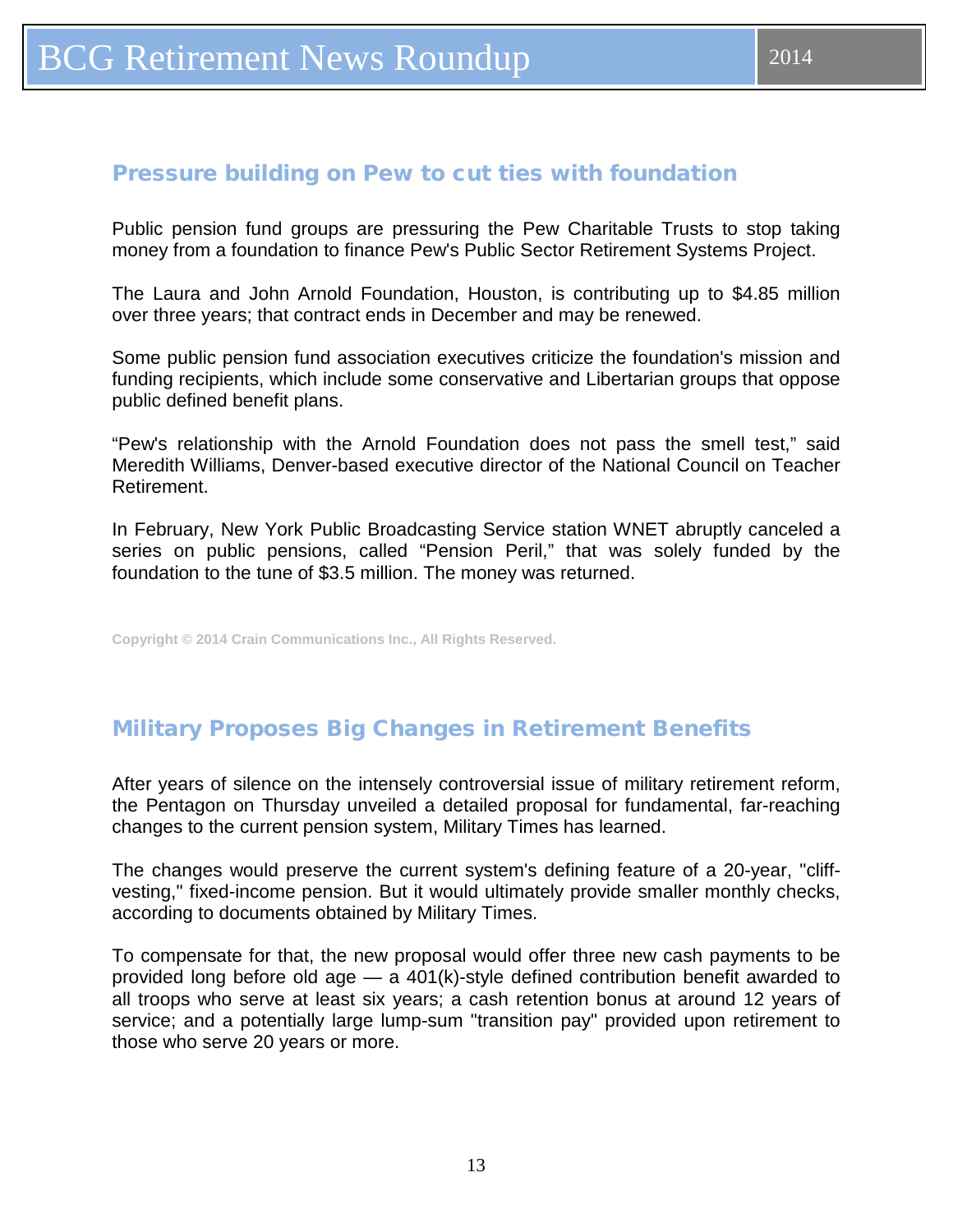## Pressure building on Pew to cut ties with foundation

Public pension fund groups are pressuring the Pew Charitable Trusts to stop taking money from a foundation to finance Pew's Public Sector Retirement Systems Project.

The Laura and John Arnold Foundation, Houston, is contributing up to $4.85 million over three years; that contract ends in December and may be renewed.

Some public pension fund association executives criticize the foundation's mission and funding recipients, which include some conservative and Libertarian groups that oppose public defined benefit plans.

“Pew's relationship with the Arnold Foundation does not pass the smell test,” said Meredith Williams, Denver-based executive director of the National Council on Teacher Retirement.

In February, New York Public Broadcasting Service station WNET abruptly canceled a series on public pensions, called “Pension Peril,” that was solely funded by the foundation to the tune of $3.5 million. The money was returned.

Copyright © 2014 Crain Communications Inc., All Rights Reserved.

## Military Proposes Big Changes in Retirement Benefits

After years of silence on the intensely controversial issue of military retirement reform, the Pentagon on Thursday unveiled a detailed proposal for fundamental, far-reaching changes to the current pension system, Military Times has learned.

The changes would preserve the current system's defining feature of a 20-year, "cliff-vesting," fixed-income pension. But it would ultimately provide smaller monthly checks, according to documents obtained by Military Times.

To compensate for that, the new proposal would offer three new cash payments to be provided long before old age — a 401(k)-style defined contribution benefit awarded to all troops who serve at least six years; a cash retention bonus at around 12 years of service; and a potentially large lump-sum "transition pay" provided upon retirement to those who serve 20 years or more.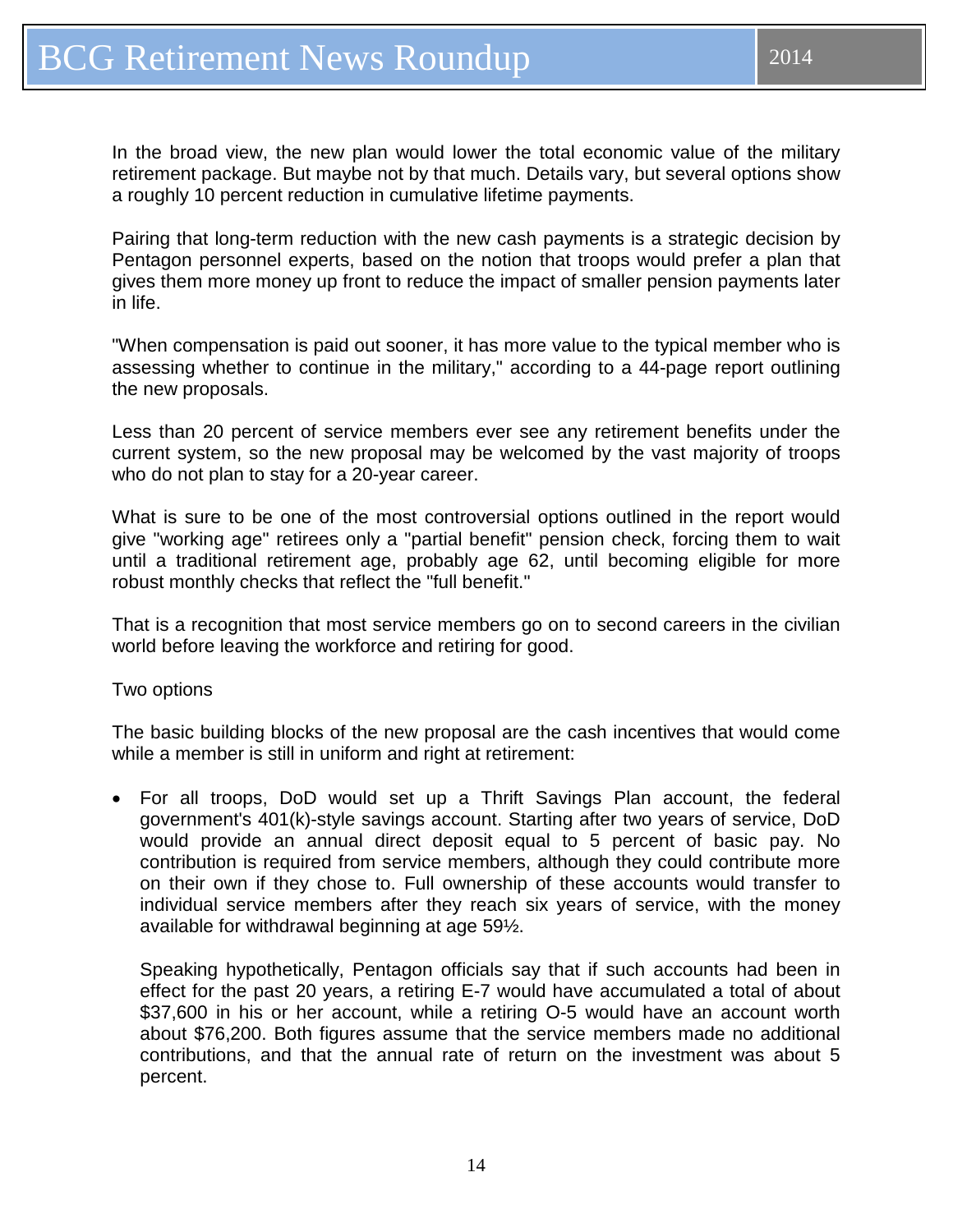In the broad view, the new plan would lower the total economic value of the military retirement package. But maybe not by that much. Details vary, but several options show a roughly 10 percent reduction in cumulative lifetime payments.

Pairing that long-term reduction with the new cash payments is a strategic decision by Pentagon personnel experts, based on the notion that troops would prefer a plan that gives them more money up front to reduce the impact of smaller pension payments later in life.

"When compensation is paid out sooner, it has more value to the typical member who is assessing whether to continue in the military," according to a 44-page report outlining the new proposals.

Less than 20 percent of service members ever see any retirement benefits under the current system, so the new proposal may be welcomed by the vast majority of troops who do not plan to stay for a 20-year career.

What is sure to be one of the most controversial options outlined in the report would give "working age" retirees only a "partial benefit" pension check, forcing them to wait until a traditional retirement age, probably age 62, until becoming eligible for more robust monthly checks that reflect the "full benefit."

That is a recognition that most service members go on to second careers in the civilian world before leaving the workforce and retiring for good.

Two options

The basic building blocks of the new proposal are the cash incentives that would come while a member is still in uniform and right at retirement:

- For all troops, DoD would set up a Thrift Savings Plan account, the federal government's 401(k)-style savings account. Starting after two years of service, DoD would provide an annual direct deposit equal to 5 percent of basic pay. No contribution is required from service members, although they could contribute more on their own if they chose to. Full ownership of these accounts would transfer to individual service members after they reach six years of service, with the money available for withdrawal beginning at age 59½.

  Speaking hypothetically, Pentagon officials say that if such accounts had been in effect for the past 20 years, a retiring E-7 would have accumulated a total of about $37,600 in his or her account, while a retiring O-5 would have an account worth about $76,200. Both figures assume that the service members made no additional contributions, and that the annual rate of return on the investment was about 5 percent.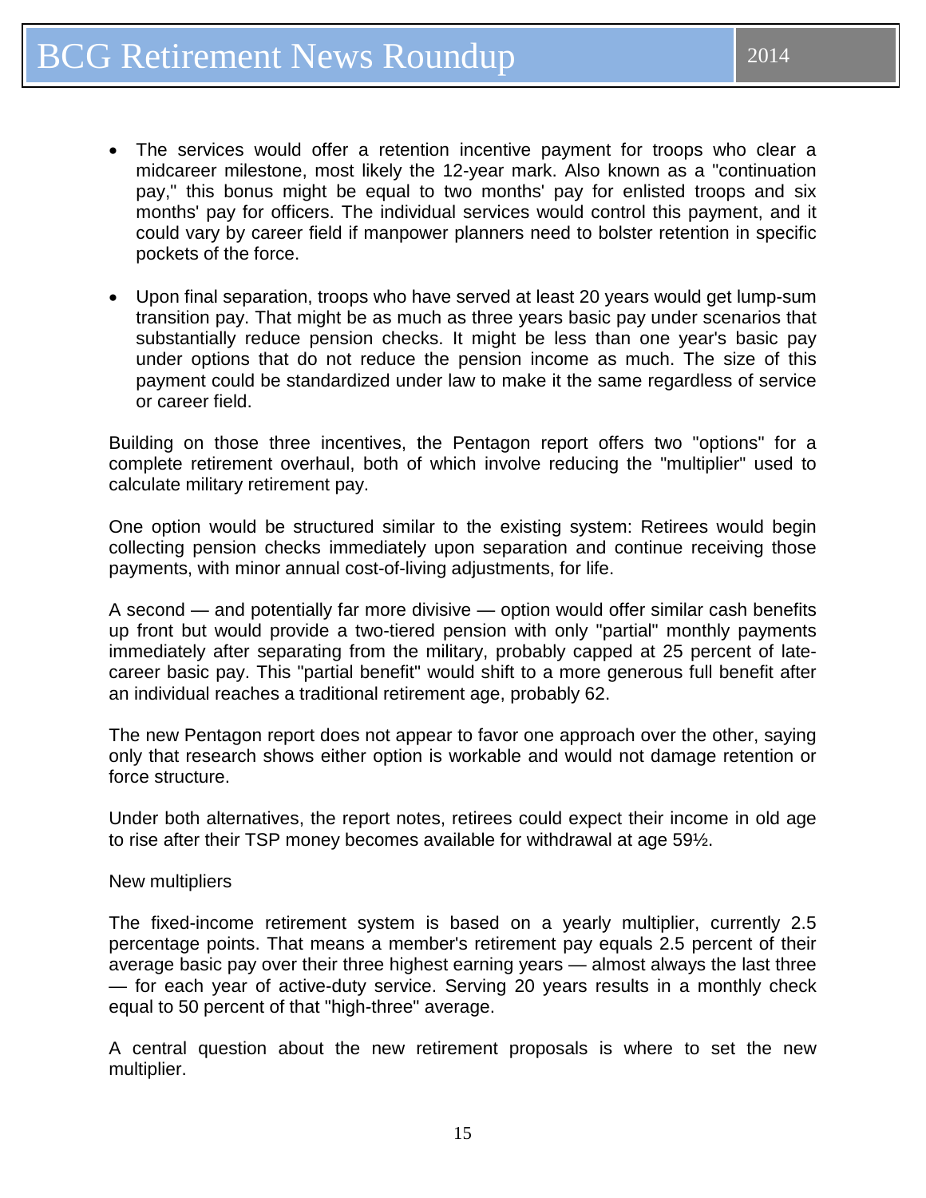- The services would offer a retention incentive payment for troops who clear a midcareer milestone, most likely the 12-year mark. Also known as a "continuation pay," this bonus might be equal to two months' pay for enlisted troops and six months' pay for officers. The individual services would control this payment, and it could vary by career field if manpower planners need to bolster retention in specific pockets of the force.

- Upon final separation, troops who have served at least 20 years would get lump-sum transition pay. That might be as much as three years basic pay under scenarios that substantially reduce pension checks. It might be less than one year's basic pay under options that do not reduce the pension income as much. The size of this payment could be standardized under law to make it the same regardless of service or career field.

Building on those three incentives, the Pentagon report offers two "options" for a complete retirement overhaul, both of which involve reducing the "multiplier" used to calculate military retirement pay.

One option would be structured similar to the existing system: Retirees would begin collecting pension checks immediately upon separation and continue receiving those payments, with minor annual cost-of-living adjustments, for life.

A second — and potentially far more divisive — option would offer similar cash benefits up front but would provide a two-tiered pension with only "partial" monthly payments immediately after separating from the military, probably capped at 25 percent of late-career basic pay. This "partial benefit" would shift to a more generous full benefit after an individual reaches a traditional retirement age, probably 62.

The new Pentagon report does not appear to favor one approach over the other, saying only that research shows either option is workable and would not damage retention or force structure.

Under both alternatives, the report notes, retirees could expect their income in old age to rise after their TSP money becomes available for withdrawal at age 59½.

New multipliers

The fixed-income retirement system is based on a yearly multiplier, currently 2.5 percentage points. That means a member's retirement pay equals 2.5 percent of their average basic pay over their three highest earning years — almost always the last three — for each year of active-duty service. Serving 20 years results in a monthly check equal to 50 percent of that "high-three" average.

A central question about the new retirement proposals is where to set the new multiplier.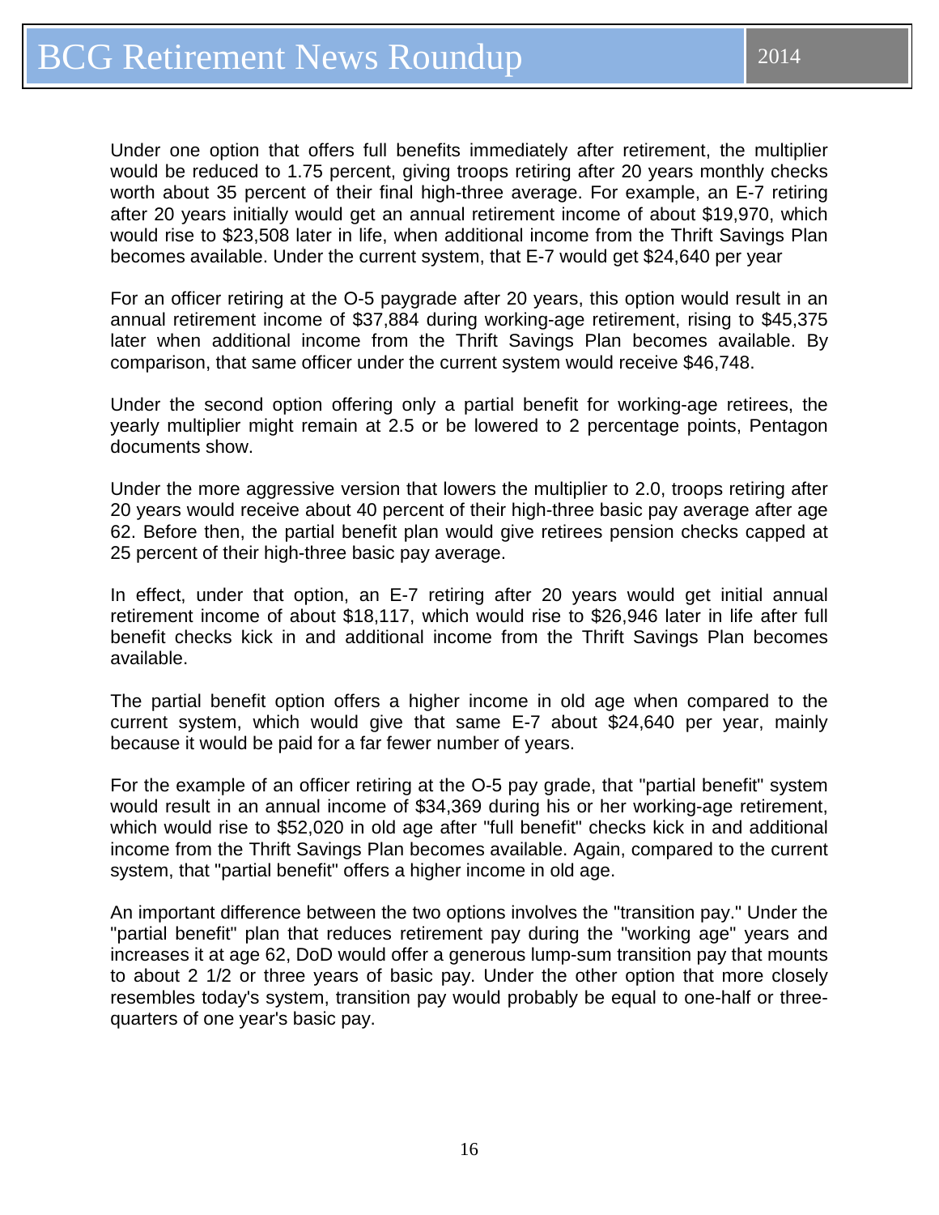Under one option that offers full benefits immediately after retirement, the multiplier would be reduced to 1.75 percent, giving troops retiring after 20 years monthly checks worth about 35 percent of their final high-three average. For example, an E-7 retiring after 20 years initially would get an annual retirement income of about $19,970, which would rise to $23,508 later in life, when additional income from the Thrift Savings Plan becomes available. Under the current system, that E-7 would get $24,640 per year

For an officer retiring at the O-5 paygrade after 20 years, this option would result in an annual retirement income of $37,884 during working-age retirement, rising to $45,375 later when additional income from the Thrift Savings Plan becomes available. By comparison, that same officer under the current system would receive $46,748.

Under the second option offering only a partial benefit for working-age retirees, the yearly multiplier might remain at 2.5 or be lowered to 2 percentage points, Pentagon documents show.

Under the more aggressive version that lowers the multiplier to 2.0, troops retiring after 20 years would receive about 40 percent of their high-three basic pay average after age 62. Before then, the partial benefit plan would give retirees pension checks capped at 25 percent of their high-three basic pay average.

In effect, under that option, an E-7 retiring after 20 years would get initial annual retirement income of about $18,117, which would rise to $26,946 later in life after full benefit checks kick in and additional income from the Thrift Savings Plan becomes available.

The partial benefit option offers a higher income in old age when compared to the current system, which would give that same E-7 about $24,640 per year, mainly because it would be paid for a far fewer number of years.

For the example of an officer retiring at the O-5 pay grade, that "partial benefit" system would result in an annual income of $34,369 during his or her working-age retirement, which would rise to $52,020 in old age after "full benefit" checks kick in and additional income from the Thrift Savings Plan becomes available. Again, compared to the current system, that "partial benefit" offers a higher income in old age.

An important difference between the two options involves the "transition pay." Under the "partial benefit" plan that reduces retirement pay during the "working age" years and increases it at age 62, DoD would offer a generous lump-sum transition pay that mounts to about 2 1/2 or three years of basic pay. Under the other option that more closely resembles today's system, transition pay would probably be equal to one-half or three-quarters of one year's basic pay.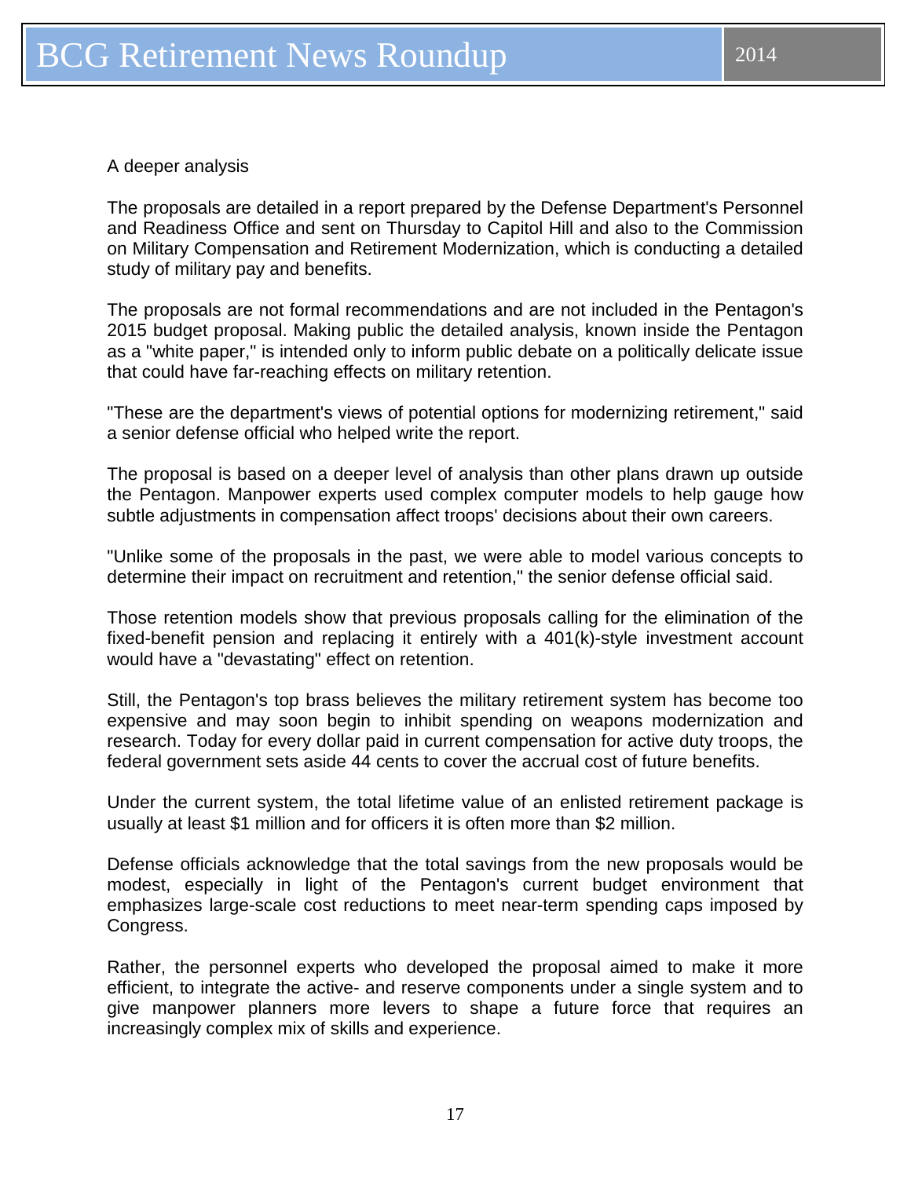A deeper analysis

The proposals are detailed in a report prepared by the Defense Department's Personnel and Readiness Office and sent on Thursday to Capitol Hill and also to the Commission on Military Compensation and Retirement Modernization, which is conducting a detailed study of military pay and benefits.

The proposals are not formal recommendations and are not included in the Pentagon's 2015 budget proposal. Making public the detailed analysis, known inside the Pentagon as a "white paper," is intended only to inform public debate on a politically delicate issue that could have far-reaching effects on military retention.

"These are the department's views of potential options for modernizing retirement," said a senior defense official who helped write the report.

The proposal is based on a deeper level of analysis than other plans drawn up outside the Pentagon. Manpower experts used complex computer models to help gauge how subtle adjustments in compensation affect troops' decisions about their own careers.

"Unlike some of the proposals in the past, we were able to model various concepts to determine their impact on recruitment and retention," the senior defense official said.

Those retention models show that previous proposals calling for the elimination of the fixed-benefit pension and replacing it entirely with a 401(k)-style investment account would have a "devastating" effect on retention.

Still, the Pentagon's top brass believes the military retirement system has become too expensive and may soon begin to inhibit spending on weapons modernization and research. Today for every dollar paid in current compensation for active duty troops, the federal government sets aside 44 cents to cover the accrual cost of future benefits.

Under the current system, the total lifetime value of an enlisted retirement package is usually at least $1 million and for officers it is often more than $2 million.

Defense officials acknowledge that the total savings from the new proposals would be modest, especially in light of the Pentagon's current budget environment that emphasizes large-scale cost reductions to meet near-term spending caps imposed by Congress.

Rather, the personnel experts who developed the proposal aimed to make it more efficient, to integrate the active- and reserve components under a single system and to give manpower planners more levers to shape a future force that requires an increasingly complex mix of skills and experience.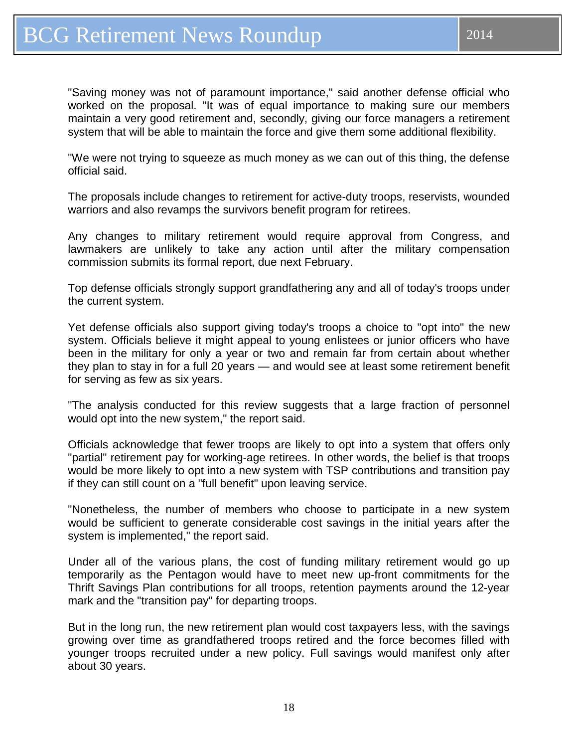"Saving money was not of paramount importance," said another defense official who worked on the proposal. "It was of equal importance to making sure our members maintain a very good retirement and, secondly, giving our force managers a retirement system that will be able to maintain the force and give them some additional flexibility.

"We were not trying to squeeze as much money as we can out of this thing, the defense official said.

The proposals include changes to retirement for active-duty troops, reservists, wounded warriors and also revamps the survivors benefit program for retirees.

Any changes to military retirement would require approval from Congress, and lawmakers are unlikely to take any action until after the military compensation commission submits its formal report, due next February.

Top defense officials strongly support grandfathering any and all of today's troops under the current system.

Yet defense officials also support giving today's troops a choice to "opt into" the new system. Officials believe it might appeal to young enlistees or junior officers who have been in the military for only a year or two and remain far from certain about whether they plan to stay in for a full 20 years — and would see at least some retirement benefit for serving as few as six years.

"The analysis conducted for this review suggests that a large fraction of personnel would opt into the new system," the report said.

Officials acknowledge that fewer troops are likely to opt into a system that offers only "partial" retirement pay for working-age retirees. In other words, the belief is that troops would be more likely to opt into a new system with TSP contributions and transition pay if they can still count on a "full benefit" upon leaving service.

"Nonetheless, the number of members who choose to participate in a new system would be sufficient to generate considerable cost savings in the initial years after the system is implemented," the report said.

Under all of the various plans, the cost of funding military retirement would go up temporarily as the Pentagon would have to meet new up-front commitments for the Thrift Savings Plan contributions for all troops, retention payments around the 12-year mark and the "transition pay" for departing troops.

But in the long run, the new retirement plan would cost taxpayers less, with the savings growing over time as grandfathered troops retired and the force becomes filled with younger troops recruited under a new policy. Full savings would manifest only after about 30 years.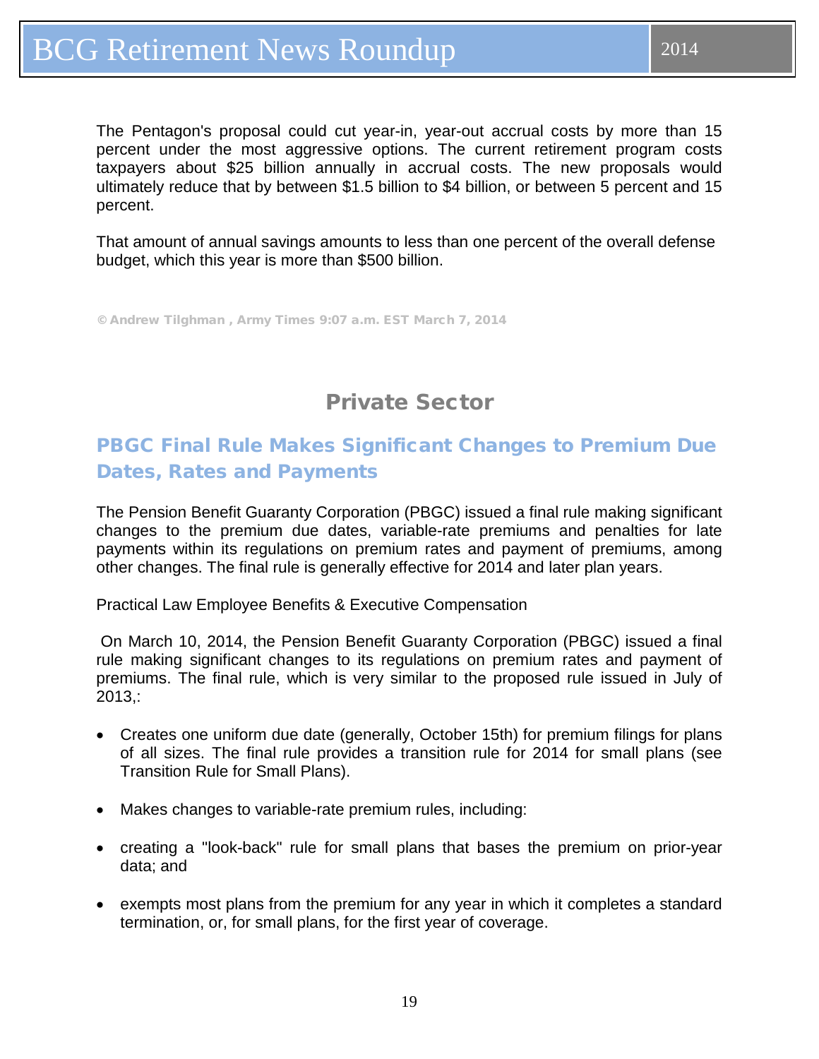The Pentagon's proposal could cut year-in, year-out accrual costs by more than 15 percent under the most aggressive options. The current retirement program costs taxpayers about $25 billion annually in accrual costs. The new proposals would ultimately reduce that by between $1.5 billion to $4 billion, or between 5 percent and 15 percent.

That amount of annual savings amounts to less than one percent of the overall defense budget, which this year is more than $500 billion.

© Andrew Tilghman , Army Times 9:07 a.m. EST March 7, 2014

## Private Sector

### PBGC Final Rule Makes Significant Changes to Premium Due Dates, Rates and Payments

The Pension Benefit Guaranty Corporation (PBGC) issued a final rule making significant changes to the premium due dates, variable-rate premiums and penalties for late payments within its regulations on premium rates and payment of premiums, among other changes. The final rule is generally effective for 2014 and later plan years.

Practical Law Employee Benefits & Executive Compensation

On March 10, 2014, the Pension Benefit Guaranty Corporation (PBGC) issued a final rule making significant changes to its regulations on premium rates and payment of premiums. The final rule, which is very similar to the proposed rule issued in July of 2013,:

- Creates one uniform due date (generally, October 15th) for premium filings for plans of all sizes. The final rule provides a transition rule for 2014 for small plans (see Transition Rule for Small Plans).
- Makes changes to variable-rate premium rules, including:
- creating a "look-back" rule for small plans that bases the premium on prior-year data; and
- exempts most plans from the premium for any year in which it completes a standard termination, or, for small plans, for the first year of coverage.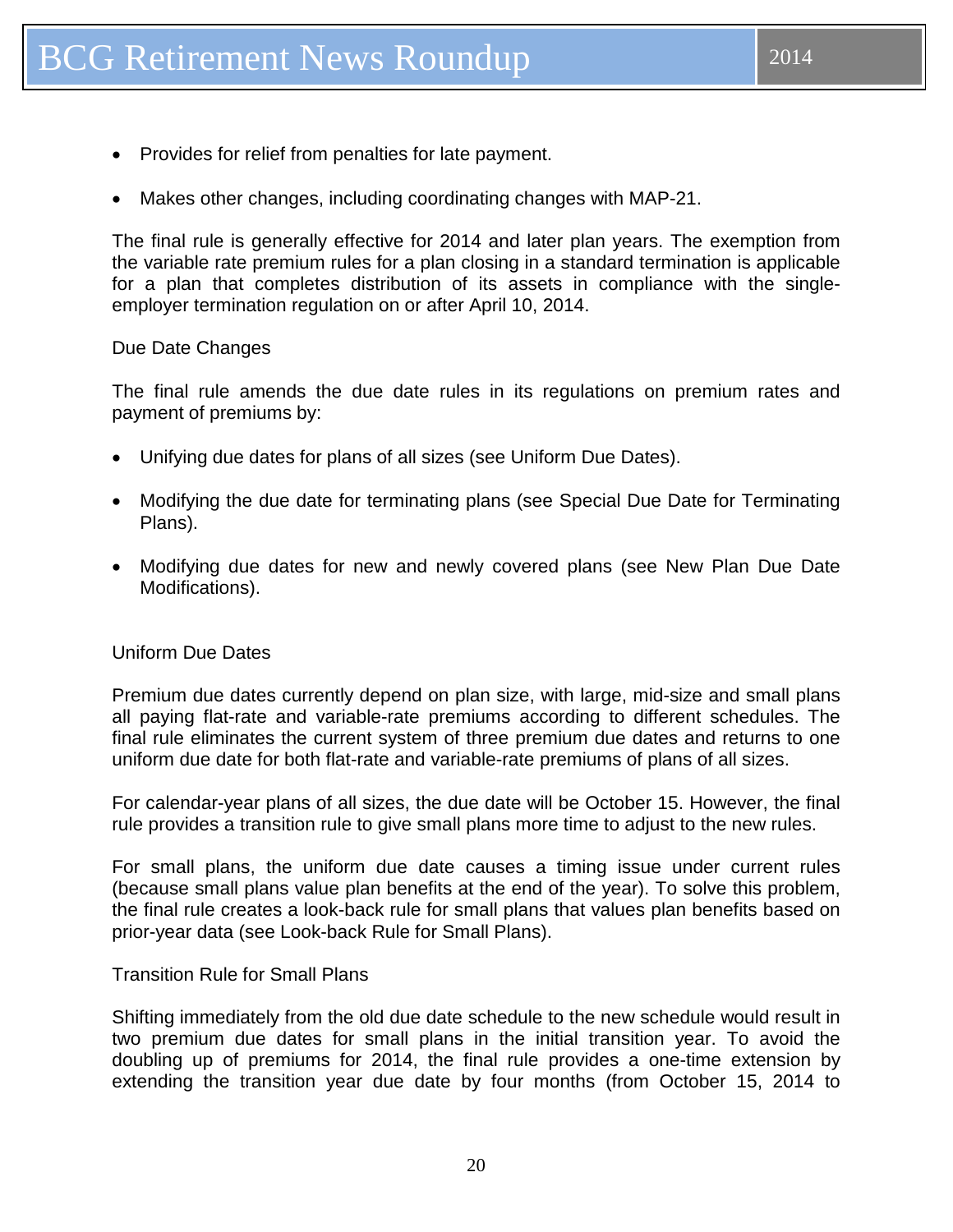- Provides for relief from penalties for late payment.
- Makes other changes, including coordinating changes with MAP-21.

The final rule is generally effective for 2014 and later plan years. The exemption from the variable rate premium rules for a plan closing in a standard termination is applicable for a plan that completes distribution of its assets in compliance with the single-employer termination regulation on or after April 10, 2014.

### Due Date Changes

The final rule amends the due date rules in its regulations on premium rates and payment of premiums by:

- Unifying due dates for plans of all sizes (see Uniform Due Dates).
- Modifying the due date for terminating plans (see Special Due Date for Terminating Plans).
- Modifying due dates for new and newly covered plans (see New Plan Due Date Modifications).

### Uniform Due Dates

Premium due dates currently depend on plan size, with large, mid-size and small plans all paying flat-rate and variable-rate premiums according to different schedules. The final rule eliminates the current system of three premium due dates and returns to one uniform due date for both flat-rate and variable-rate premiums of plans of all sizes.

For calendar-year plans of all sizes, the due date will be October 15. However, the final rule provides a transition rule to give small plans more time to adjust to the new rules.

For small plans, the uniform due date causes a timing issue under current rules (because small plans value plan benefits at the end of the year). To solve this problem, the final rule creates a look-back rule for small plans that values plan benefits based on prior-year data (see Look-back Rule for Small Plans).

### Transition Rule for Small Plans

Shifting immediately from the old due date schedule to the new schedule would result in two premium due dates for small plans in the initial transition year. To avoid the doubling up of premiums for 2014, the final rule provides a one-time extension by extending the transition year due date by four months (from October 15, 2014 to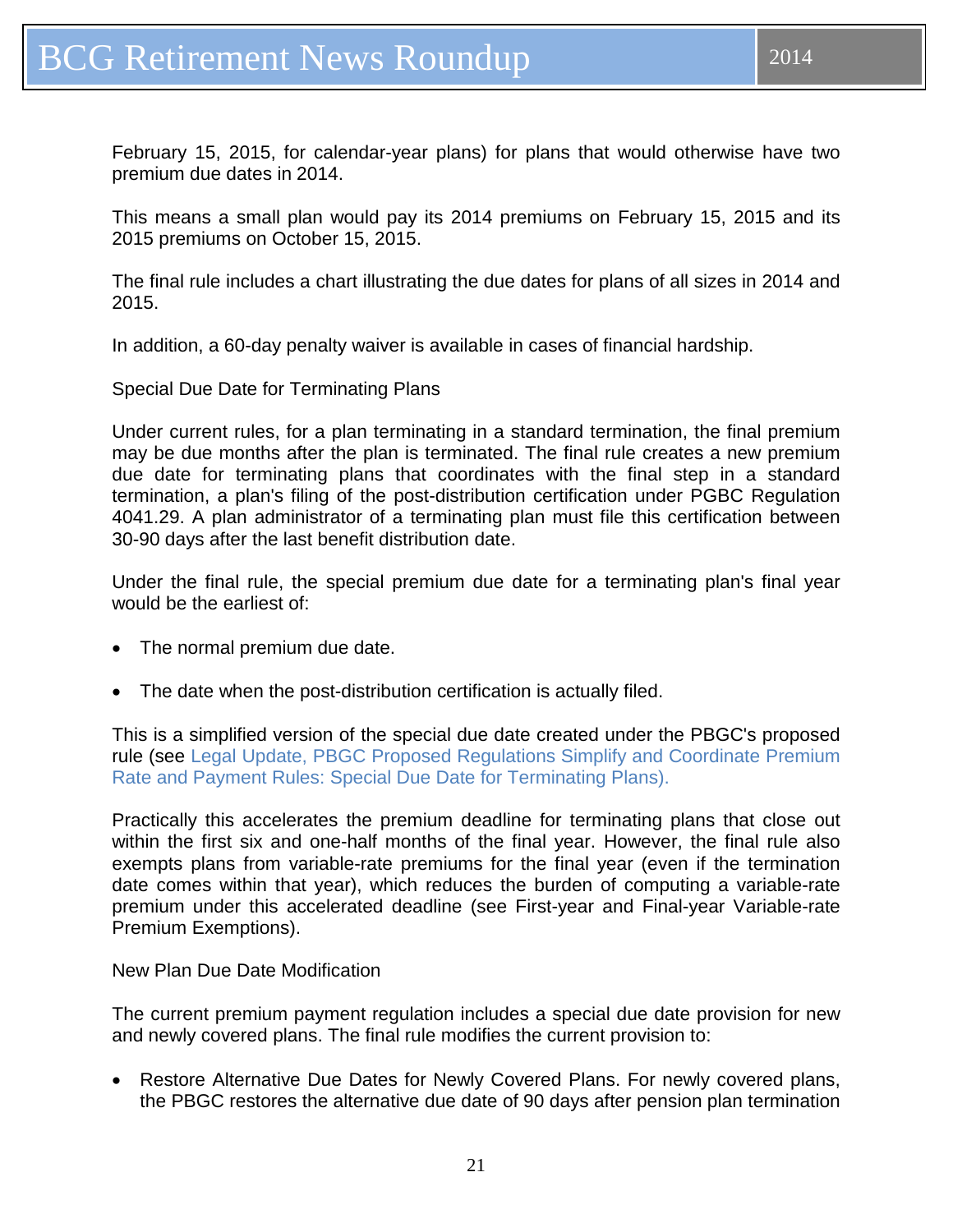February 15, 2015, for calendar-year plans) for plans that would otherwise have two premium due dates in 2014.

This means a small plan would pay its 2014 premiums on February 15, 2015 and its 2015 premiums on October 15, 2015.

The final rule includes a chart illustrating the due dates for plans of all sizes in 2014 and 2015.

In addition, a 60-day penalty waiver is available in cases of financial hardship.

Special Due Date for Terminating Plans

Under current rules, for a plan terminating in a standard termination, the final premium may be due months after the plan is terminated. The final rule creates a new premium due date for terminating plans that coordinates with the final step in a standard termination, a plan's filing of the post-distribution certification under PGBC Regulation 4041.29. A plan administrator of a terminating plan must file this certification between 30-90 days after the last benefit distribution date.

Under the final rule, the special premium due date for a terminating plan's final year would be the earliest of:

- The normal premium due date.
- The date when the post-distribution certification is actually filed.

This is a simplified version of the special due date created under the PBGC's proposed rule (see Legal Update, PBGC Proposed Regulations Simplify and Coordinate Premium Rate and Payment Rules: Special Due Date for Terminating Plans).

Practically this accelerates the premium deadline for terminating plans that close out within the first six and one-half months of the final year. However, the final rule also exempts plans from variable-rate premiums for the final year (even if the termination date comes within that year), which reduces the burden of computing a variable-rate premium under this accelerated deadline (see First-year and Final-year Variable-rate Premium Exemptions).

New Plan Due Date Modification

The current premium payment regulation includes a special due date provision for new and newly covered plans. The final rule modifies the current provision to:

- Restore Alternative Due Dates for Newly Covered Plans. For newly covered plans, the PBGC restores the alternative due date of 90 days after pension plan termination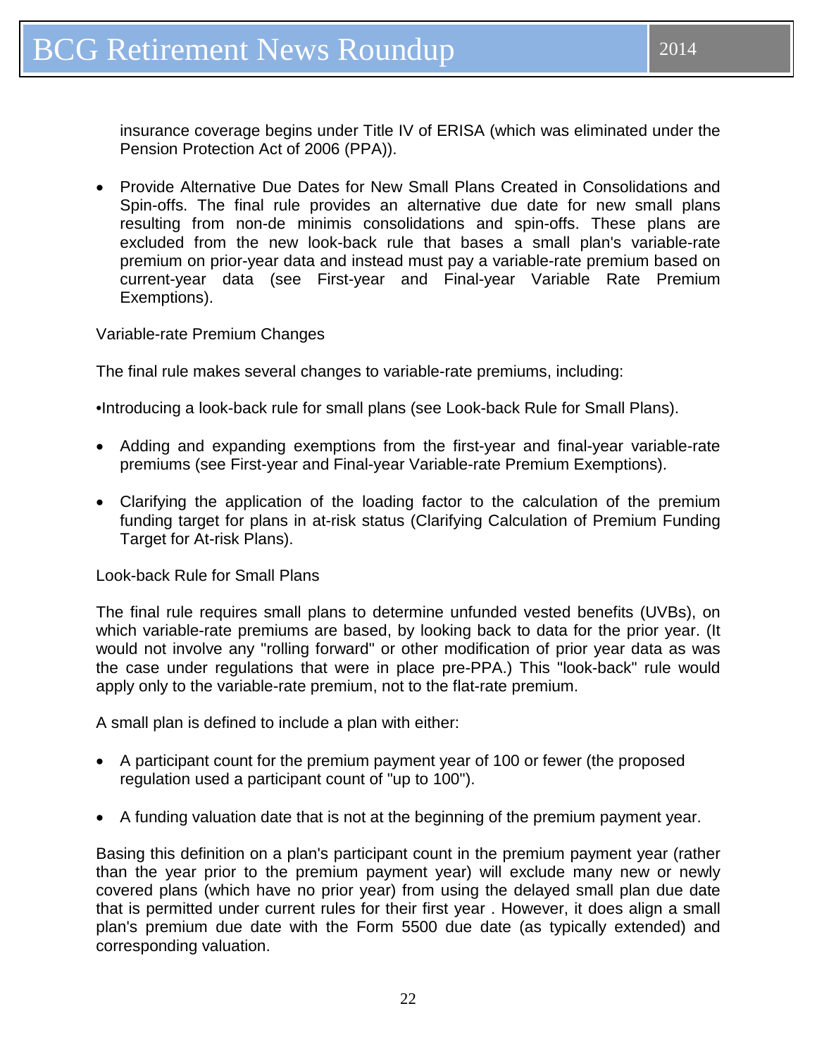insurance coverage begins under Title IV of ERISA (which was eliminated under the Pension Protection Act of 2006 (PPA)).

- Provide Alternative Due Dates for New Small Plans Created in Consolidations and Spin-offs. The final rule provides an alternative due date for new small plans resulting from non-de minimis consolidations and spin-offs. These plans are excluded from the new look-back rule that bases a small plan's variable-rate premium on prior-year data and instead must pay a variable-rate premium based on current-year data (see First-year and Final-year Variable Rate Premium Exemptions).

Variable-rate Premium Changes

The final rule makes several changes to variable-rate premiums, including:

•Introducing a look-back rule for small plans (see Look-back Rule for Small Plans).

- Adding and expanding exemptions from the first-year and final-year variable-rate premiums (see First-year and Final-year Variable-rate Premium Exemptions).
- Clarifying the application of the loading factor to the calculation of the premium funding target for plans in at-risk status (Clarifying Calculation of Premium Funding Target for At-risk Plans).

Look-back Rule for Small Plans

The final rule requires small plans to determine unfunded vested benefits (UVBs), on which variable-rate premiums are based, by looking back to data for the prior year. (It would not involve any "rolling forward" or other modification of prior year data as was the case under regulations that were in place pre-PPA.) This "look-back" rule would apply only to the variable-rate premium, not to the flat-rate premium.

A small plan is defined to include a plan with either:

- A participant count for the premium payment year of 100 or fewer (the proposed regulation used a participant count of "up to 100").
- A funding valuation date that is not at the beginning of the premium payment year.

Basing this definition on a plan's participant count in the premium payment year (rather than the year prior to the premium payment year) will exclude many new or newly covered plans (which have no prior year) from using the delayed small plan due date that is permitted under current rules for their first year . However, it does align a small plan's premium due date with the Form 5500 due date (as typically extended) and corresponding valuation.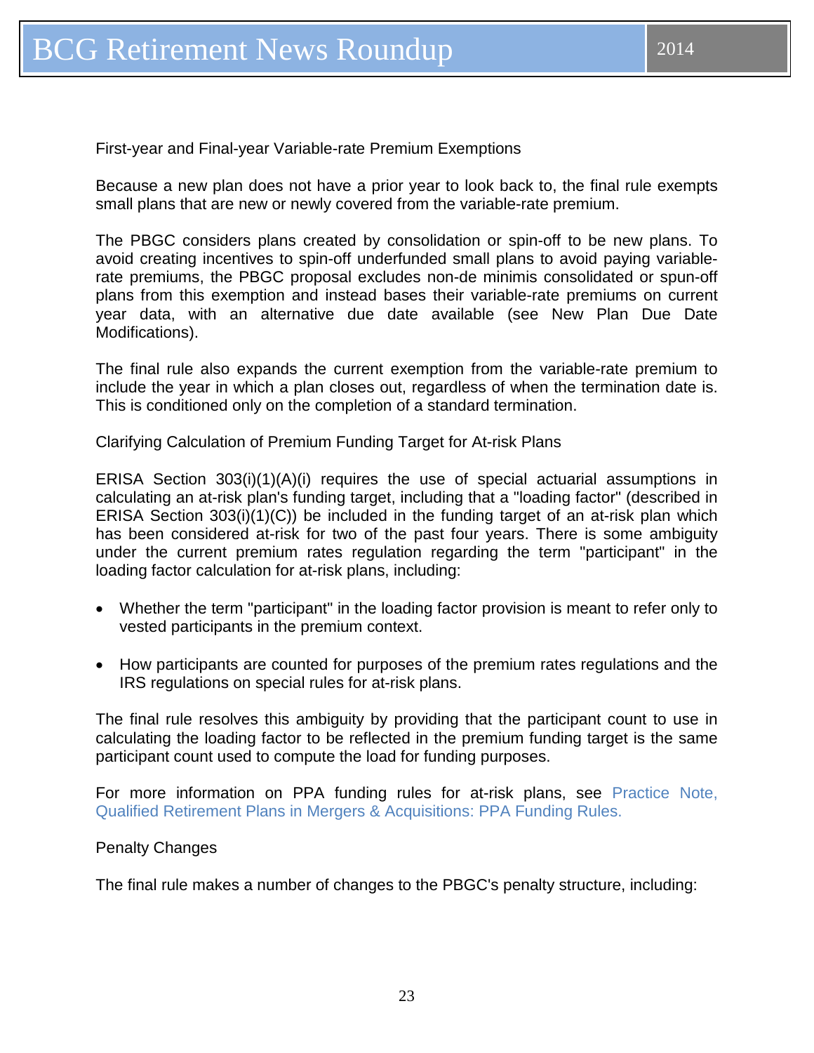### First-year and Final-year Variable-rate Premium Exemptions

Because a new plan does not have a prior year to look back to, the final rule exempts small plans that are new or newly covered from the variable-rate premium.

The PBGC considers plans created by consolidation or spin-off to be new plans. To avoid creating incentives to spin-off underfunded small plans to avoid paying variable-rate premiums, the PBGC proposal excludes non-de minimis consolidated or spun-off plans from this exemption and instead bases their variable-rate premiums on current year data, with an alternative due date available (see New Plan Due Date Modifications).

The final rule also expands the current exemption from the variable-rate premium to include the year in which a plan closes out, regardless of when the termination date is. This is conditioned only on the completion of a standard termination.

### Clarifying Calculation of Premium Funding Target for At-risk Plans

ERISA Section 303(i)(1)(A)(i) requires the use of special actuarial assumptions in calculating an at-risk plan's funding target, including that a "loading factor" (described in ERISA Section 303(i)(1)(C)) be included in the funding target of an at-risk plan which has been considered at-risk for two of the past four years. There is some ambiguity under the current premium rates regulation regarding the term "participant" in the loading factor calculation for at-risk plans, including:

- Whether the term "participant" in the loading factor provision is meant to refer only to vested participants in the premium context.
- How participants are counted for purposes of the premium rates regulations and the IRS regulations on special rules for at-risk plans.

The final rule resolves this ambiguity by providing that the participant count to use in calculating the loading factor to be reflected in the premium funding target is the same participant count used to compute the load for funding purposes.

For more information on PPA funding rules for at-risk plans, see Practice Note, Qualified Retirement Plans in Mergers & Acquisitions: PPA Funding Rules.

### Penalty Changes

The final rule makes a number of changes to the PBGC's penalty structure, including: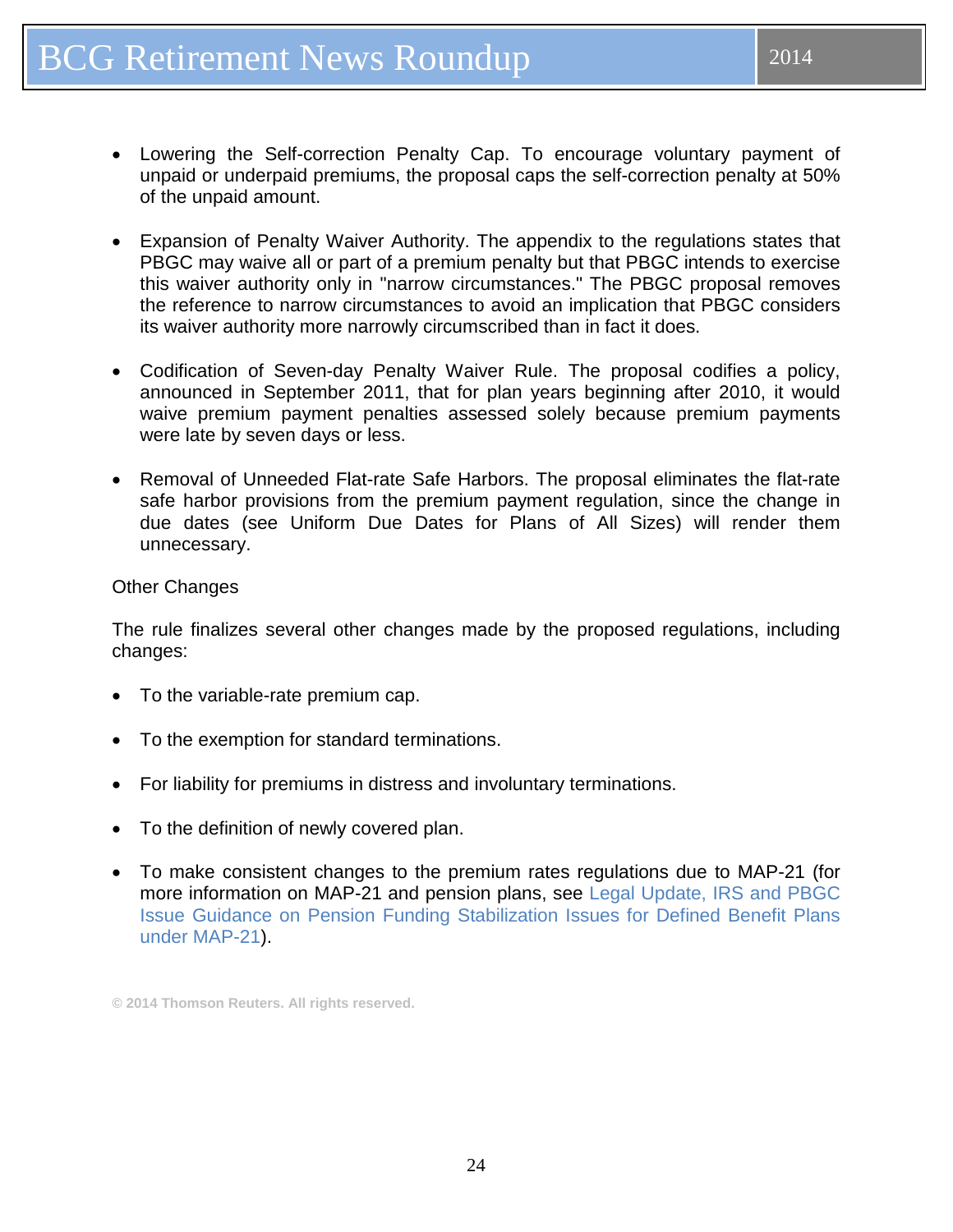- Lowering the Self-correction Penalty Cap. To encourage voluntary payment of unpaid or underpaid premiums, the proposal caps the self-correction penalty at 50% of the unpaid amount.

- Expansion of Penalty Waiver Authority. The appendix to the regulations states that PBGC may waive all or part of a premium penalty but that PBGC intends to exercise this waiver authority only in "narrow circumstances." The PBGC proposal removes the reference to narrow circumstances to avoid an implication that PBGC considers its waiver authority more narrowly circumscribed than in fact it does.

- Codification of Seven-day Penalty Waiver Rule. The proposal codifies a policy, announced in September 2011, that for plan years beginning after 2010, it would waive premium payment penalties assessed solely because premium payments were late by seven days or less.

- Removal of Unneeded Flat-rate Safe Harbors. The proposal eliminates the flat-rate safe harbor provisions from the premium payment regulation, since the change in due dates (see Uniform Due Dates for Plans of All Sizes) will render them unnecessary.

Other Changes

The rule finalizes several other changes made by the proposed regulations, including changes:

- To the variable-rate premium cap.

- To the exemption for standard terminations.

- For liability for premiums in distress and involuntary terminations.

- To the definition of newly covered plan.

- To make consistent changes to the premium rates regulations due to MAP-21 (for more information on MAP-21 and pension plans, see Legal Update, IRS and PBGC Issue Guidance on Pension Funding Stabilization Issues for Defined Benefit Plans under MAP-21).

© 2014 Thomson Reuters. All rights reserved.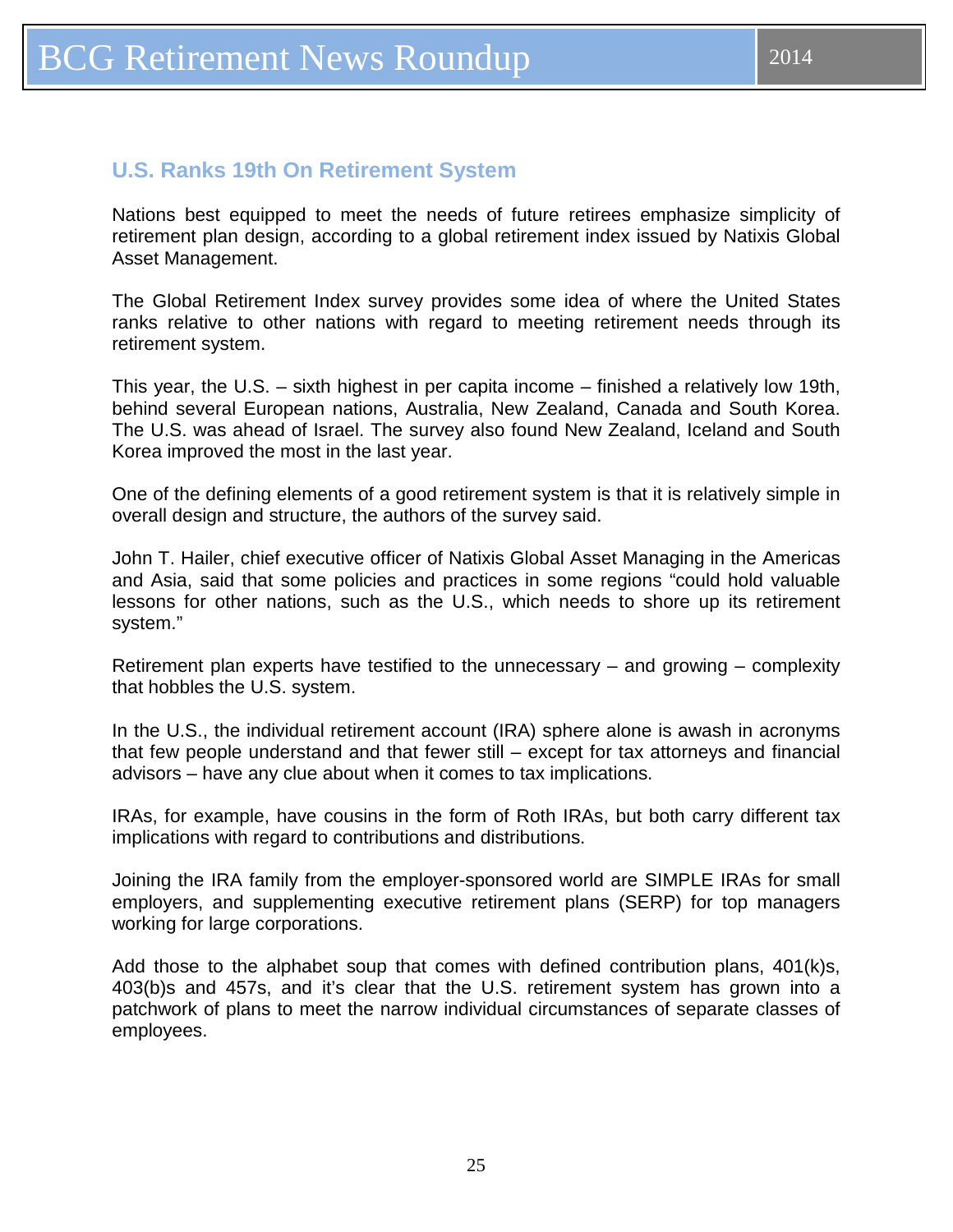## U.S. Ranks 19th On Retirement System

Nations best equipped to meet the needs of future retirees emphasize simplicity of retirement plan design, according to a global retirement index issued by Natixis Global Asset Management.

The Global Retirement Index survey provides some idea of where the United States ranks relative to other nations with regard to meeting retirement needs through its retirement system.

This year, the U.S. – sixth highest in per capita income – finished a relatively low 19th, behind several European nations, Australia, New Zealand, Canada and South Korea. The U.S. was ahead of Israel. The survey also found New Zealand, Iceland and South Korea improved the most in the last year.

One of the defining elements of a good retirement system is that it is relatively simple in overall design and structure, the authors of the survey said.

John T. Hailer, chief executive officer of Natixis Global Asset Managing in the Americas and Asia, said that some policies and practices in some regions "could hold valuable lessons for other nations, such as the U.S., which needs to shore up its retirement system."

Retirement plan experts have testified to the unnecessary – and growing – complexity that hobbles the U.S. system.

In the U.S., the individual retirement account (IRA) sphere alone is awash in acronyms that few people understand and that fewer still – except for tax attorneys and financial advisors – have any clue about when it comes to tax implications.

IRAs, for example, have cousins in the form of Roth IRAs, but both carry different tax implications with regard to contributions and distributions.

Joining the IRA family from the employer-sponsored world are SIMPLE IRAs for small employers, and supplementing executive retirement plans (SERP) for top managers working for large corporations.

Add those to the alphabet soup that comes with defined contribution plans, 401(k)s, 403(b)s and 457s, and it's clear that the U.S. retirement system has grown into a patchwork of plans to meet the narrow individual circumstances of separate classes of employees.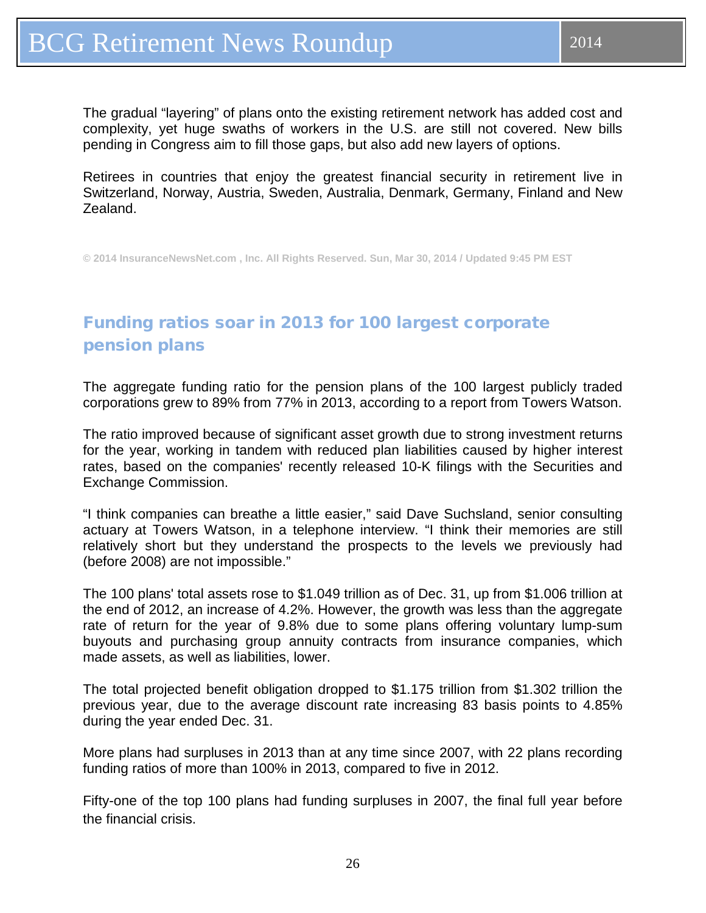The gradual "layering" of plans onto the existing retirement network has added cost and complexity, yet huge swaths of workers in the U.S. are still not covered. New bills pending in Congress aim to fill those gaps, but also add new layers of options.

Retirees in countries that enjoy the greatest financial security in retirement live in Switzerland, Norway, Austria, Sweden, Australia, Denmark, Germany, Finland and New Zealand.

**© 2014 InsuranceNewsNet.com , Inc. All Rights Reserved. Sun, Mar 30, 2014 / Updated 9:45 PM EST**

## Funding ratios soar in 2013 for 100 largest corporate pension plans

The aggregate funding ratio for the pension plans of the 100 largest publicly traded corporations grew to 89% from 77% in 2013, according to a report from Towers Watson.

The ratio improved because of significant asset growth due to strong investment returns for the year, working in tandem with reduced plan liabilities caused by higher interest rates, based on the companies' recently released 10-K filings with the Securities and Exchange Commission.

"I think companies can breathe a little easier," said Dave Suchsland, senior consulting actuary at Towers Watson, in a telephone interview. "I think their memories are still relatively short but they understand the prospects to the levels we previously had (before 2008) are not impossible."

The 100 plans' total assets rose to $1.049 trillion as of Dec. 31, up from $1.006 trillion at the end of 2012, an increase of 4.2%. However, the growth was less than the aggregate rate of return for the year of 9.8% due to some plans offering voluntary lump-sum buyouts and purchasing group annuity contracts from insurance companies, which made assets, as well as liabilities, lower.

The total projected benefit obligation dropped to $1.175 trillion from $1.302 trillion the previous year, due to the average discount rate increasing 83 basis points to 4.85% during the year ended Dec. 31.

More plans had surpluses in 2013 than at any time since 2007, with 22 plans recording funding ratios of more than 100% in 2013, compared to five in 2012.

Fifty-one of the top 100 plans had funding surpluses in 2007, the final full year before the financial crisis.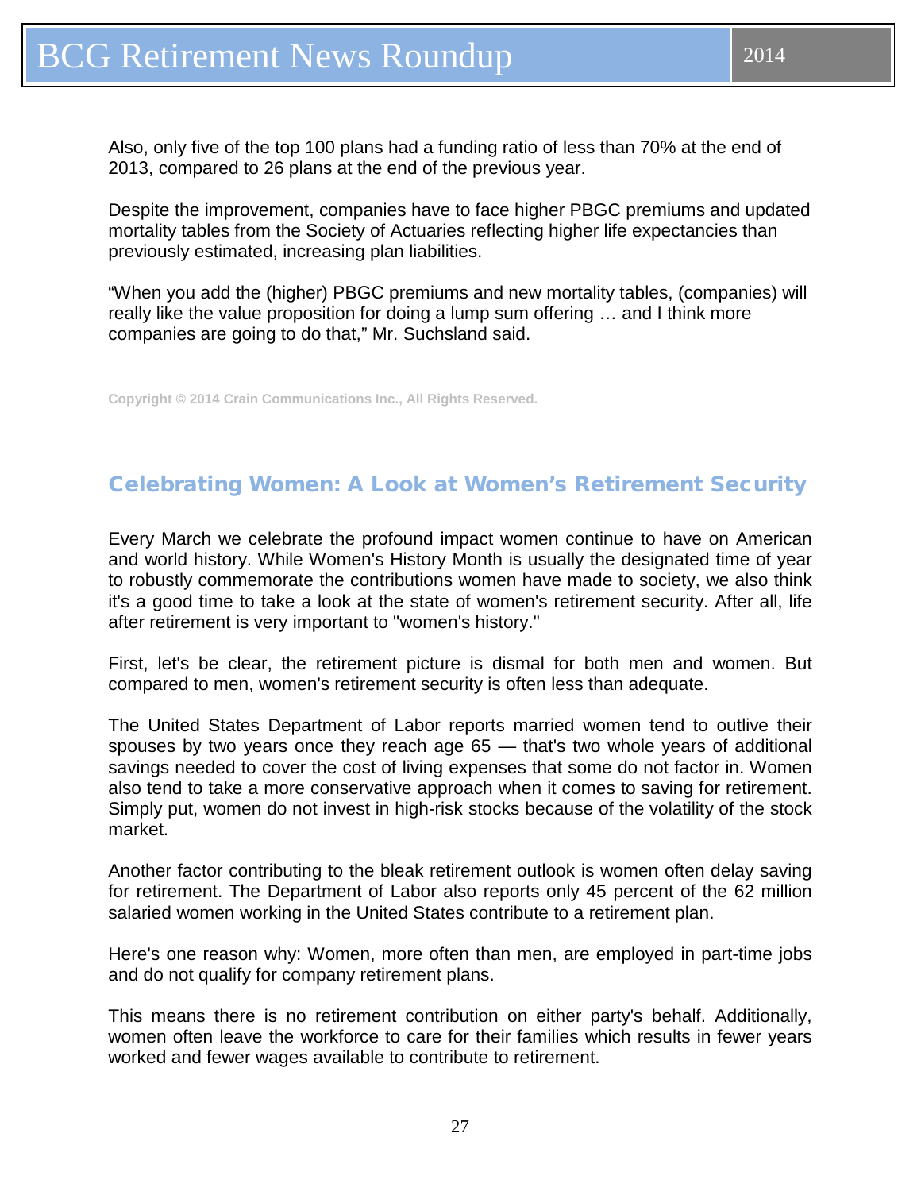Also, only five of the top 100 plans had a funding ratio of less than 70% at the end of 2013, compared to 26 plans at the end of the previous year.

Despite the improvement, companies have to face higher PBGC premiums and updated mortality tables from the Society of Actuaries reflecting higher life expectancies than previously estimated, increasing plan liabilities.

"When you add the (higher) PBGC premiums and new mortality tables, (companies) will really like the value proposition for doing a lump sum offering … and I think more companies are going to do that," Mr. Suchsland said.

**Copyright © 2014 Crain Communications Inc., All Rights Reserved.**

## Celebrating Women: A Look at Women's Retirement Security

Every March we celebrate the profound impact women continue to have on American and world history. While Women's History Month is usually the designated time of year to robustly commemorate the contributions women have made to society, we also think it's a good time to take a look at the state of women's retirement security. After all, life after retirement is very important to "women's history."

First, let's be clear, the retirement picture is dismal for both men and women. But compared to men, women's retirement security is often less than adequate.

The United States Department of Labor reports married women tend to outlive their spouses by two years once they reach age 65 — that's two whole years of additional savings needed to cover the cost of living expenses that some do not factor in. Women also tend to take a more conservative approach when it comes to saving for retirement. Simply put, women do not invest in high-risk stocks because of the volatility of the stock market.

Another factor contributing to the bleak retirement outlook is women often delay saving for retirement. The Department of Labor also reports only 45 percent of the 62 million salaried women working in the United States contribute to a retirement plan.

Here's one reason why: Women, more often than men, are employed in part-time jobs and do not qualify for company retirement plans.

This means there is no retirement contribution on either party's behalf. Additionally, women often leave the workforce to care for their families which results in fewer years worked and fewer wages available to contribute to retirement.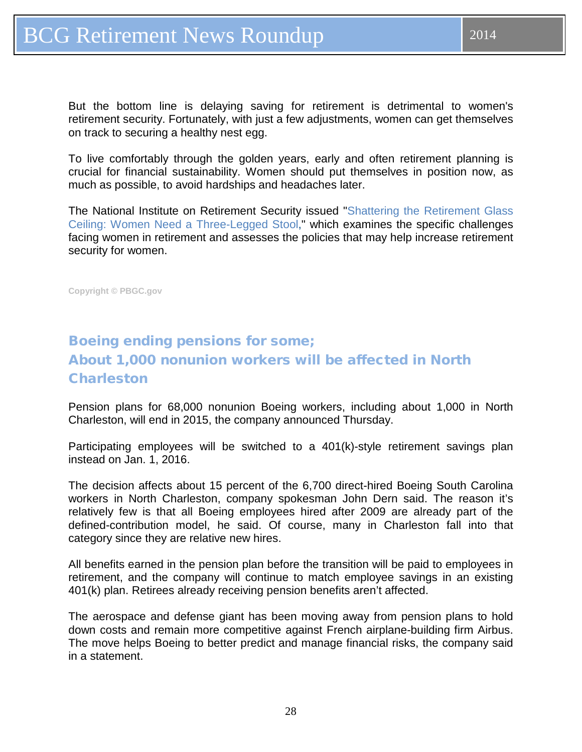But the bottom line is delaying saving for retirement is detrimental to women's retirement security. Fortunately, with just a few adjustments, women can get themselves on track to securing a healthy nest egg.

To live comfortably through the golden years, early and often retirement planning is crucial for financial sustainability. Women should put themselves in position now, as much as possible, to avoid hardships and headaches later.

The National Institute on Retirement Security issued "Shattering the Retirement Glass Ceiling: Women Need a Three-Legged Stool," which examines the specific challenges facing women in retirement and assesses the policies that may help increase retirement security for women.

**Copyright © PBGC.gov**

## Boeing ending pensions for some; About 1,000 nonunion workers will be affected in North Charleston

Pension plans for 68,000 nonunion Boeing workers, including about 1,000 in North Charleston, will end in 2015, the company announced Thursday.

Participating employees will be switched to a 401(k)-style retirement savings plan instead on Jan. 1, 2016.

The decision affects about 15 percent of the 6,700 direct-hired Boeing South Carolina workers in North Charleston, company spokesman John Dern said. The reason it's relatively few is that all Boeing employees hired after 2009 are already part of the defined-contribution model, he said. Of course, many in Charleston fall into that category since they are relative new hires.

All benefits earned in the pension plan before the transition will be paid to employees in retirement, and the company will continue to match employee savings in an existing 401(k) plan. Retirees already receiving pension benefits aren't affected.

The aerospace and defense giant has been moving away from pension plans to hold down costs and remain more competitive against French airplane-building firm Airbus. The move helps Boeing to better predict and manage financial risks, the company said in a statement.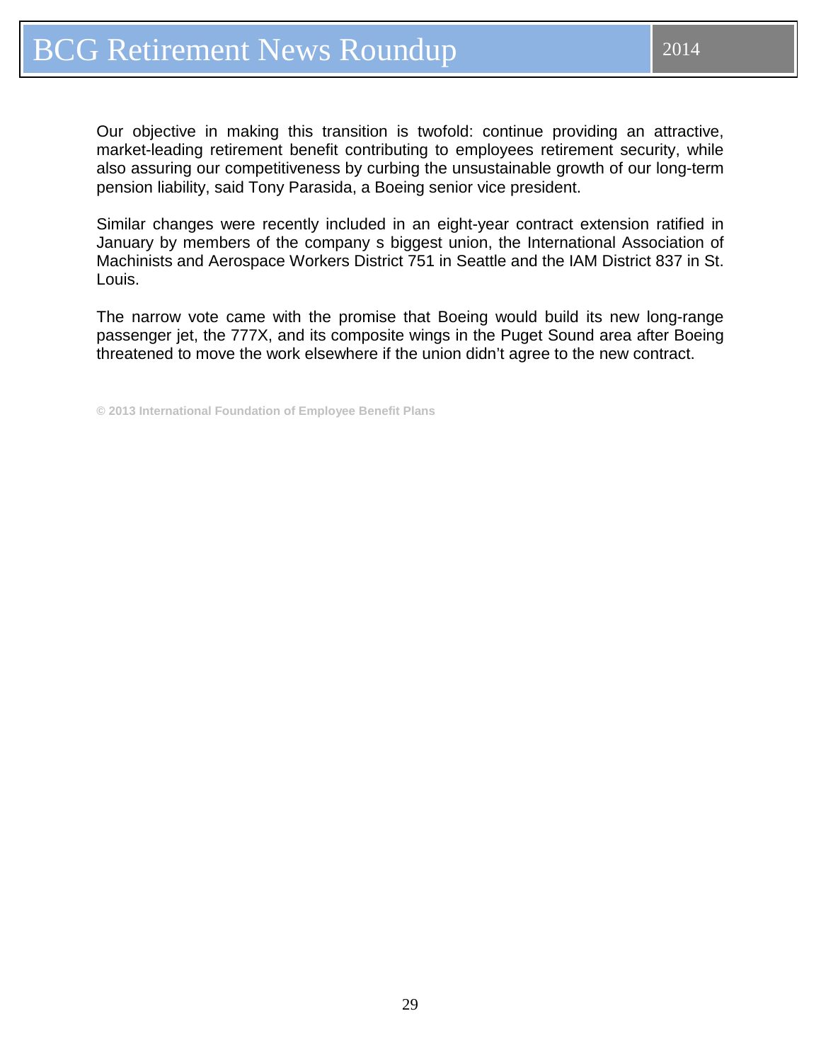Our objective in making this transition is twofold: continue providing an attractive, market-leading retirement benefit contributing to employees retirement security, while also assuring our competitiveness by curbing the unsustainable growth of our long-term pension liability, said Tony Parasida, a Boeing senior vice president.

Similar changes were recently included in an eight-year contract extension ratified in January by members of the company s biggest union, the International Association of Machinists and Aerospace Workers District 751 in Seattle and the IAM District 837 in St. Louis.

The narrow vote came with the promise that Boeing would build its new long-range passenger jet, the 777X, and its composite wings in the Puget Sound area after Boeing threatened to move the work elsewhere if the union didn't agree to the new contract.

**© 2013 International Foundation of Employee Benefit Plans**